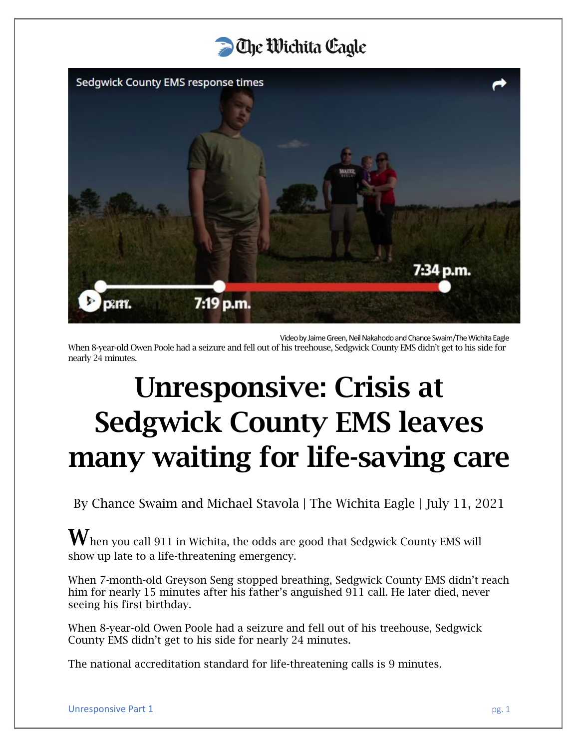The Wichita Eagle

Video by Jaime Green, Neil Nakahodo and Chance Swaim/The Wichita Eagle

When 8-year-old Owen Poole had a seizure and fell out of his treehouse, Sedgwick County EMS didn't get to his side for nearly 24 minutes.

# Unresponsive: Crisis at Sedgwick County EMS leaves many waiting for life-saving care

By Chance Swaim and Michael Stavola | The Wichita Eagle | July 11, 2021

When you call 911 in Wichita, the odds are good that Sedgwick County EMS will show up late to a life-threatening emergency.

When 7-month-old Greyson Seng stopped breathing, Sedgwick County EMS didn't reach him for nearly 15 minutes after his father's anguished 911 call. He later died, never seeing his first birthday.

When 8-year-old Owen Poole had a seizure and fell out of his treehouse, Sedgwick County EMS didn't get to his side for nearly 24 minutes.

The national accreditation standard for life-threatening calls is 9 minutes.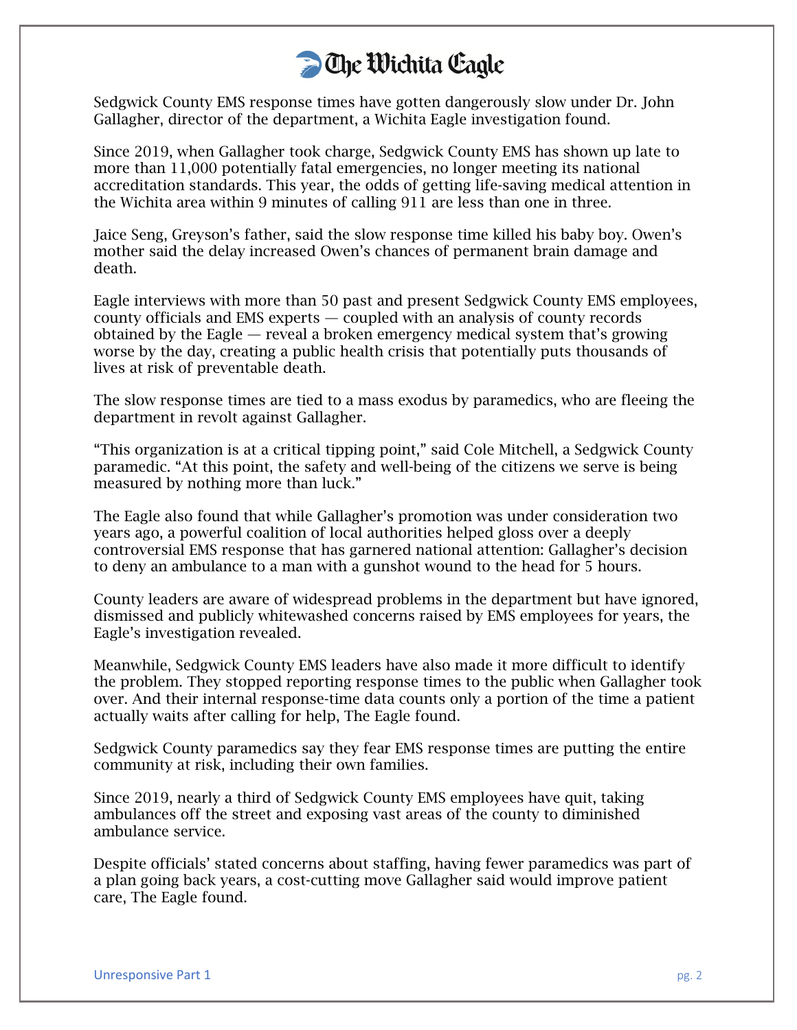Sedgwick County EMS response times have gotten dangerously slow under Dr. John Gallagher, director of the department, a Wichita Eagle investigation found.

Since 2019, when Gallagher took charge, Sedgwick County EMS has shown up late to more than 11,000 potentially fatal emergencies, no longer meeting its national accreditation standards. This year, the odds of getting life-saving medical attention in the Wichita area within 9 minutes of calling 911 are less than one in three.

Jaice Seng, Greyson's father, said the slow response time killed his baby boy. Owen's mother said the delay increased Owen's chances of permanent brain damage and death.

Eagle interviews with more than 50 past and present Sedgwick County EMS employees, county officials and EMS experts — coupled with an analysis of county records obtained by the Eagle — reveal a broken emergency medical system that's growing worse by the day, creating a public health crisis that potentially puts thousands of lives at risk of preventable death.

The slow response times are tied to a mass exodus by paramedics, who are fleeing the department in revolt against Gallagher.

"This organization is at a critical tipping point," said Cole Mitchell, a Sedgwick County paramedic. "At this point, the safety and well-being of the citizens we serve is being measured by nothing more than luck."

The Eagle also found that while Gallagher's promotion was under consideration two years ago, a powerful coalition of local authorities helped gloss over a deeply controversial EMS response that has garnered national attention: Gallagher's decision to deny an ambulance to a man with a gunshot wound to the head for 5 hours.

County leaders are aware of widespread problems in the department but have ignored, dismissed and publicly whitewashed concerns raised by EMS employees for years, the Eagle's investigation revealed.

Meanwhile, Sedgwick County EMS leaders have also made it more difficult to identify the problem. They stopped reporting response times to the public when Gallagher took over. And their internal response-time data counts only a portion of the time a patient actually waits after calling for help, The Eagle found.

Sedgwick County paramedics say they fear EMS response times are putting the entire community at risk, including their own families.

Since 2019, nearly a third of Sedgwick County EMS employees have quit, taking ambulances off the street and exposing vast areas of the county to diminished ambulance service.

Despite officials' stated concerns about staffing, having fewer paramedics was part of a plan going back years, a cost-cutting move Gallagher said would improve patient care, The Eagle found.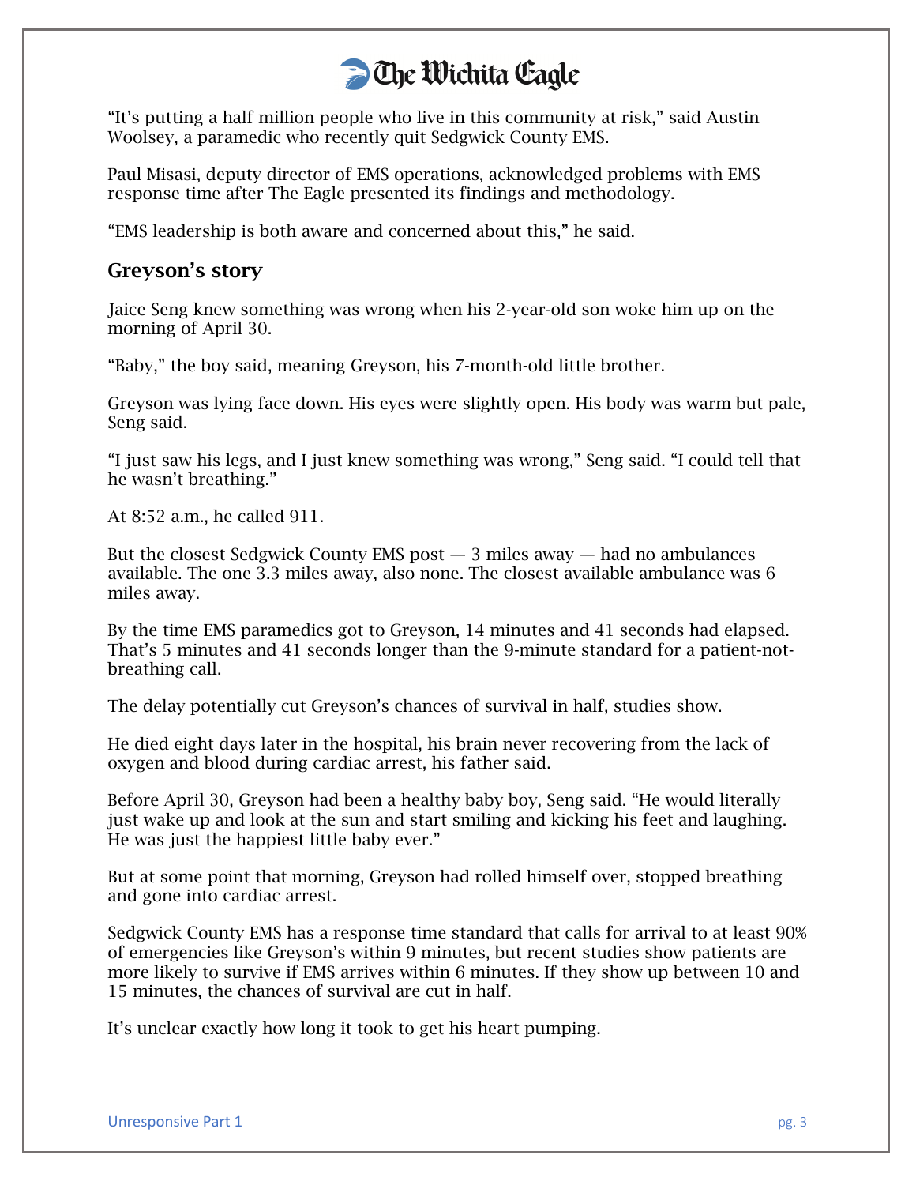"It's putting a half million people who live in this community at risk," said Austin Woolsey, a paramedic who recently quit Sedgwick County EMS.

Paul Misasi, deputy director of EMS operations, acknowledged problems with EMS response time after The Eagle presented its findings and methodology.

"EMS leadership is both aware and concerned about this," he said.

## Greyson's story

Jaice Seng knew something was wrong when his 2-year-old son woke him up on the morning of April 30.

"Baby," the boy said, meaning Greyson, his 7-month-old little brother.

Greyson was lying face down. His eyes were slightly open. His body was warm but pale, Seng said.

"I just saw his legs, and I just knew something was wrong," Seng said. "I could tell that he wasn't breathing."

At 8:52 a.m., he called 911.

But the closest Sedgwick County EMS post — 3 miles away — had no ambulances available. The one 3.3 miles away, also none. The closest available ambulance was 6 miles away.

By the time EMS paramedics got to Greyson, 14 minutes and 41 seconds had elapsed. That's 5 minutes and 41 seconds longer than the 9-minute standard for a patient-not-breathing call.

The delay potentially cut Greyson's chances of survival in half, studies show.

He died eight days later in the hospital, his brain never recovering from the lack of oxygen and blood during cardiac arrest, his father said.

Before April 30, Greyson had been a healthy baby boy, Seng said. "He would literally just wake up and look at the sun and start smiling and kicking his feet and laughing. He was just the happiest little baby ever."

But at some point that morning, Greyson had rolled himself over, stopped breathing and gone into cardiac arrest.

Sedgwick County EMS has a response time standard that calls for arrival to at least 90% of emergencies like Greyson's within 9 minutes, but recent studies show patients are more likely to survive if EMS arrives within 6 minutes. If they show up between 10 and 15 minutes, the chances of survival are cut in half.

It's unclear exactly how long it took to get his heart pumping.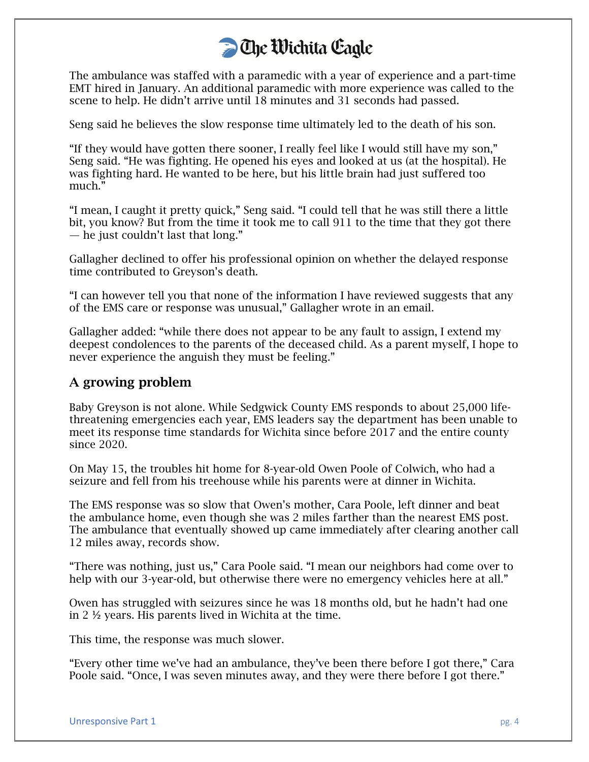The ambulance was staffed with a paramedic with a year of experience and a part-time EMT hired in January. An additional paramedic with more experience was called to the scene to help. He didn't arrive until 18 minutes and 31 seconds had passed.

Seng said he believes the slow response time ultimately led to the death of his son.

"If they would have gotten there sooner, I really feel like I would still have my son," Seng said. "He was fighting. He opened his eyes and looked at us (at the hospital). He was fighting hard. He wanted to be here, but his little brain had just suffered too much."

"I mean, I caught it pretty quick," Seng said. "I could tell that he was still there a little bit, you know? But from the time it took me to call 911 to the time that they got there — he just couldn't last that long."

Gallagher declined to offer his professional opinion on whether the delayed response time contributed to Greyson's death.

"I can however tell you that none of the information I have reviewed suggests that any of the EMS care or response was unusual," Gallagher wrote in an email.

Gallagher added: "while there does not appear to be any fault to assign, I extend my deepest condolences to the parents of the deceased child. As a parent myself, I hope to never experience the anguish they must be feeling."

## A growing problem

Baby Greyson is not alone. While Sedgwick County EMS responds to about 25,000 life-threatening emergencies each year, EMS leaders say the department has been unable to meet its response time standards for Wichita since before 2017 and the entire county since 2020.

On May 15, the troubles hit home for 8-year-old Owen Poole of Colwich, who had a seizure and fell from his treehouse while his parents were at dinner in Wichita.

The EMS response was so slow that Owen's mother, Cara Poole, left dinner and beat the ambulance home, even though she was 2 miles farther than the nearest EMS post. The ambulance that eventually showed up came immediately after clearing another call 12 miles away, records show.

"There was nothing, just us," Cara Poole said. "I mean our neighbors had come over to help with our 3-year-old, but otherwise there were no emergency vehicles here at all."

Owen has struggled with seizures since he was 18 months old, but he hadn't had one in 2 ½ years. His parents lived in Wichita at the time.

This time, the response was much slower.

"Every other time we've had an ambulance, they've been there before I got there," Cara Poole said. "Once, I was seven minutes away, and they were there before I got there."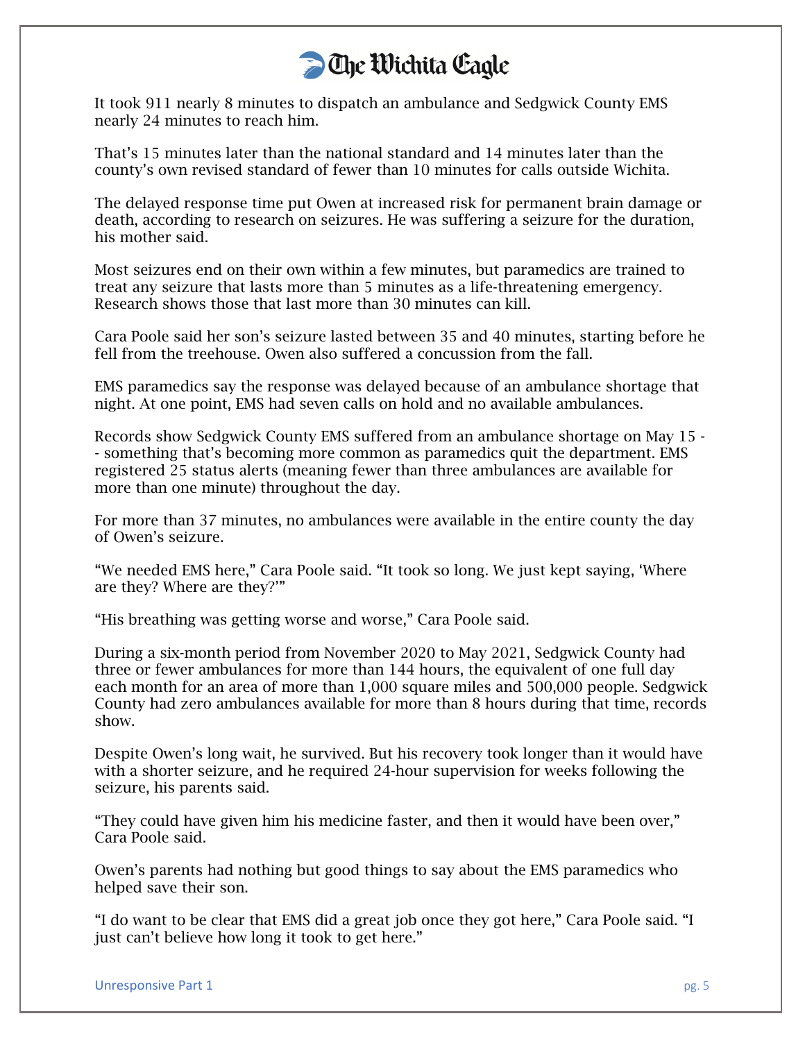It took 911 nearly 8 minutes to dispatch an ambulance and Sedgwick County EMS nearly 24 minutes to reach him.

That's 15 minutes later than the national standard and 14 minutes later than the county's own revised standard of fewer than 10 minutes for calls outside Wichita.

The delayed response time put Owen at increased risk for permanent brain damage or death, according to research on seizures. He was suffering a seizure for the duration, his mother said.

Most seizures end on their own within a few minutes, but paramedics are trained to treat any seizure that lasts more than 5 minutes as a life-threatening emergency. Research shows those that last more than 30 minutes can kill.

Cara Poole said her son's seizure lasted between 35 and 40 minutes, starting before he fell from the treehouse. Owen also suffered a concussion from the fall.

EMS paramedics say the response was delayed because of an ambulance shortage that night. At one point, EMS had seven calls on hold and no available ambulances.

Records show Sedgwick County EMS suffered from an ambulance shortage on May 15 -- something that's becoming more common as paramedics quit the department. EMS registered 25 status alerts (meaning fewer than three ambulances are available for more than one minute) throughout the day.

For more than 37 minutes, no ambulances were available in the entire county the day of Owen's seizure.

"We needed EMS here," Cara Poole said. "It took so long. We just kept saying, 'Where are they? Where are they?'"

"His breathing was getting worse and worse," Cara Poole said.

During a six-month period from November 2020 to May 2021, Sedgwick County had three or fewer ambulances for more than 144 hours, the equivalent of one full day each month for an area of more than 1,000 square miles and 500,000 people. Sedgwick County had zero ambulances available for more than 8 hours during that time, records show.

Despite Owen's long wait, he survived. But his recovery took longer than it would have with a shorter seizure, and he required 24-hour supervision for weeks following the seizure, his parents said.

"They could have given him his medicine faster, and then it would have been over," Cara Poole said.

Owen's parents had nothing but good things to say about the EMS paramedics who helped save their son.

"I do want to be clear that EMS did a great job once they got here," Cara Poole said. "I just can't believe how long it took to get here."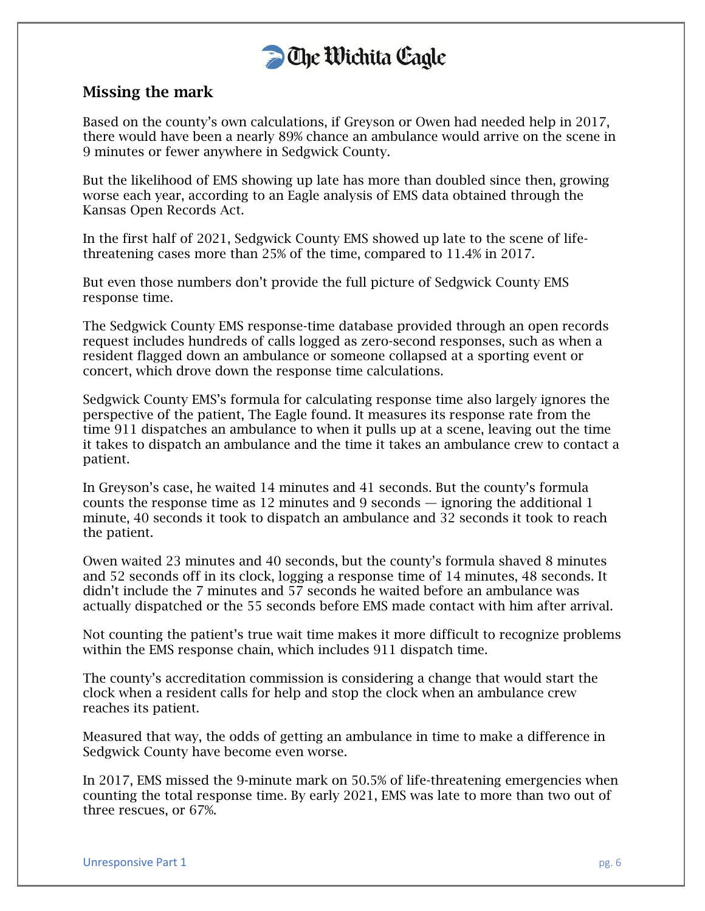## Missing the mark

Based on the county's own calculations, if Greyson or Owen had needed help in 2017, there would have been a nearly 89% chance an ambulance would arrive on the scene in 9 minutes or fewer anywhere in Sedgwick County.

But the likelihood of EMS showing up late has more than doubled since then, growing worse each year, according to an Eagle analysis of EMS data obtained through the Kansas Open Records Act.

In the first half of 2021, Sedgwick County EMS showed up late to the scene of life-threatening cases more than 25% of the time, compared to 11.4% in 2017.

But even those numbers don't provide the full picture of Sedgwick County EMS response time.

The Sedgwick County EMS response-time database provided through an open records request includes hundreds of calls logged as zero-second responses, such as when a resident flagged down an ambulance or someone collapsed at a sporting event or concert, which drove down the response time calculations.

Sedgwick County EMS's formula for calculating response time also largely ignores the perspective of the patient, The Eagle found. It measures its response rate from the time 911 dispatches an ambulance to when it pulls up at a scene, leaving out the time it takes to dispatch an ambulance and the time it takes an ambulance crew to contact a patient.

In Greyson's case, he waited 14 minutes and 41 seconds. But the county's formula counts the response time as 12 minutes and 9 seconds — ignoring the additional 1 minute, 40 seconds it took to dispatch an ambulance and 32 seconds it took to reach the patient.

Owen waited 23 minutes and 40 seconds, but the county's formula shaved 8 minutes and 52 seconds off in its clock, logging a response time of 14 minutes, 48 seconds. It didn't include the 7 minutes and 57 seconds he waited before an ambulance was actually dispatched or the 55 seconds before EMS made contact with him after arrival.

Not counting the patient's true wait time makes it more difficult to recognize problems within the EMS response chain, which includes 911 dispatch time.

The county's accreditation commission is considering a change that would start the clock when a resident calls for help and stop the clock when an ambulance crew reaches its patient.

Measured that way, the odds of getting an ambulance in time to make a difference in Sedgwick County have become even worse.

In 2017, EMS missed the 9-minute mark on 50.5% of life-threatening emergencies when counting the total response time. By early 2021, EMS was late to more than two out of three rescues, or 67%.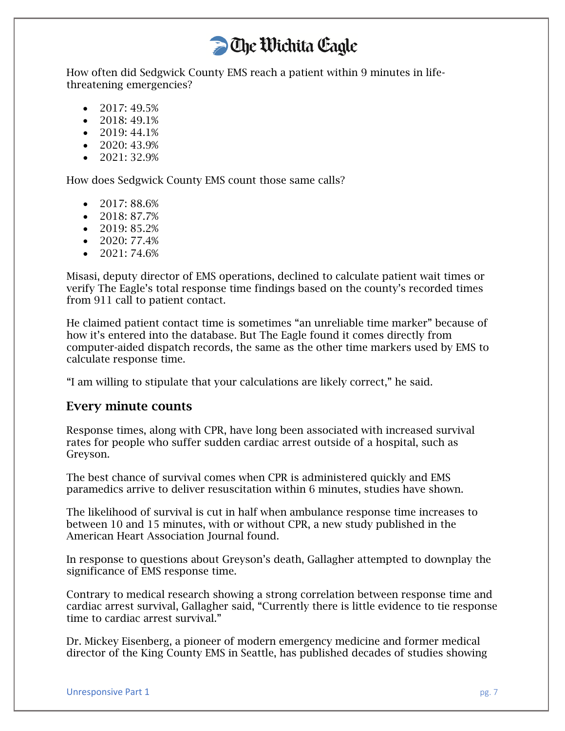How often did Sedgwick County EMS reach a patient within 9 minutes in life-threatening emergencies?

- 2017: 49.5%
- 2018: 49.1%
- 2019: 44.1%
- 2020: 43.9%
- 2021: 32.9%

How does Sedgwick County EMS count those same calls?

- 2017: 88.6%
- 2018: 87.7%
- 2019: 85.2%
- 2020: 77.4%
- 2021: 74.6%

Misasi, deputy director of EMS operations, declined to calculate patient wait times or verify The Eagle's total response time findings based on the county's recorded times from 911 call to patient contact.

He claimed patient contact time is sometimes "an unreliable time marker" because of how it's entered into the database. But The Eagle found it comes directly from computer-aided dispatch records, the same as the other time markers used by EMS to calculate response time.

"I am willing to stipulate that your calculations are likely correct," he said.

## Every minute counts

Response times, along with CPR, have long been associated with increased survival rates for people who suffer sudden cardiac arrest outside of a hospital, such as Greyson.

The best chance of survival comes when CPR is administered quickly and EMS paramedics arrive to deliver resuscitation within 6 minutes, studies have shown.

The likelihood of survival is cut in half when ambulance response time increases to between 10 and 15 minutes, with or without CPR, a new study published in the American Heart Association Journal found.

In response to questions about Greyson's death, Gallagher attempted to downplay the significance of EMS response time.

Contrary to medical research showing a strong correlation between response time and cardiac arrest survival, Gallagher said, "Currently there is little evidence to tie response time to cardiac arrest survival."

Dr. Mickey Eisenberg, a pioneer of modern emergency medicine and former medical director of the King County EMS in Seattle, has published decades of studies showing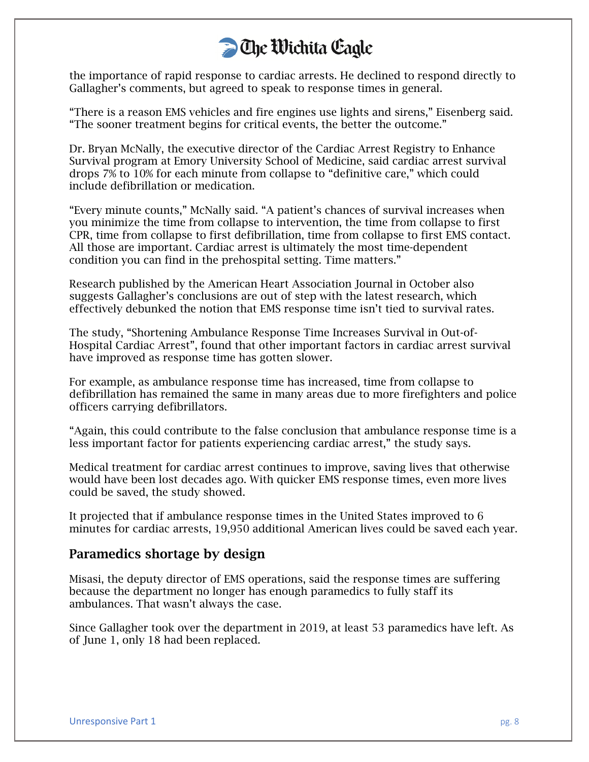the importance of rapid response to cardiac arrests. He declined to respond directly to Gallagher's comments, but agreed to speak to response times in general.

"There is a reason EMS vehicles and fire engines use lights and sirens," Eisenberg said. "The sooner treatment begins for critical events, the better the outcome."

Dr. Bryan McNally, the executive director of the Cardiac Arrest Registry to Enhance Survival program at Emory University School of Medicine, said cardiac arrest survival drops 7% to 10% for each minute from collapse to "definitive care," which could include defibrillation or medication.

"Every minute counts," McNally said. "A patient's chances of survival increases when you minimize the time from collapse to intervention, the time from collapse to first CPR, time from collapse to first defibrillation, time from collapse to first EMS contact. All those are important. Cardiac arrest is ultimately the most time-dependent condition you can find in the prehospital setting. Time matters."

Research published by the American Heart Association Journal in October also suggests Gallagher's conclusions are out of step with the latest research, which effectively debunked the notion that EMS response time isn't tied to survival rates.

The study, "Shortening Ambulance Response Time Increases Survival in Out-of-Hospital Cardiac Arrest", found that other important factors in cardiac arrest survival have improved as response time has gotten slower.

For example, as ambulance response time has increased, time from collapse to defibrillation has remained the same in many areas due to more firefighters and police officers carrying defibrillators.

"Again, this could contribute to the false conclusion that ambulance response time is a less important factor for patients experiencing cardiac arrest," the study says.

Medical treatment for cardiac arrest continues to improve, saving lives that otherwise would have been lost decades ago. With quicker EMS response times, even more lives could be saved, the study showed.

It projected that if ambulance response times in the United States improved to 6 minutes for cardiac arrests, 19,950 additional American lives could be saved each year.

## Paramedics shortage by design

Misasi, the deputy director of EMS operations, said the response times are suffering because the department no longer has enough paramedics to fully staff its ambulances. That wasn't always the case.

Since Gallagher took over the department in 2019, at least 53 paramedics have left. As of June 1, only 18 had been replaced.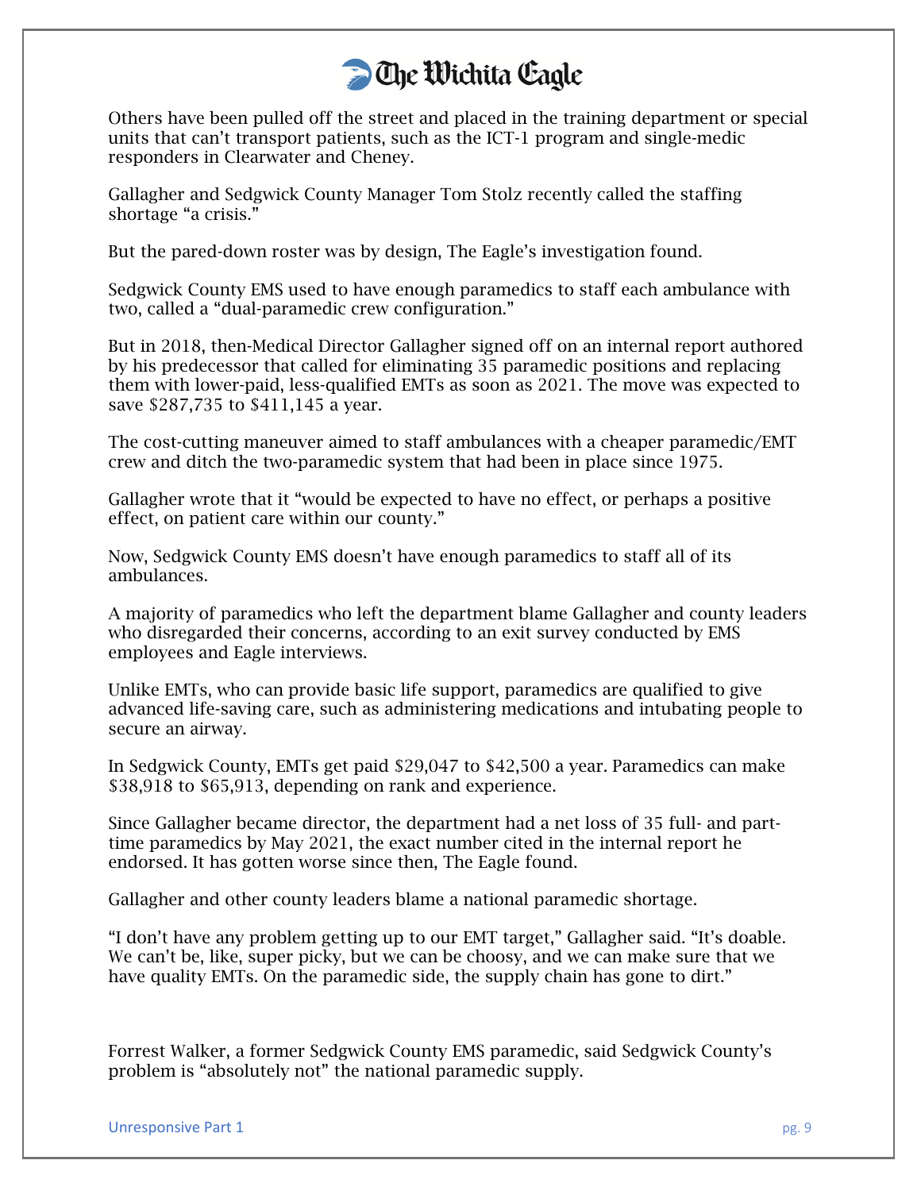Others have been pulled off the street and placed in the training department or special units that can't transport patients, such as the ICT-1 program and single-medic responders in Clearwater and Cheney.

Gallagher and Sedgwick County Manager Tom Stolz recently called the staffing shortage "a crisis."

But the pared-down roster was by design, The Eagle's investigation found.

Sedgwick County EMS used to have enough paramedics to staff each ambulance with two, called a "dual-paramedic crew configuration."

But in 2018, then-Medical Director Gallagher signed off on an internal report authored by his predecessor that called for eliminating 35 paramedic positions and replacing them with lower-paid, less-qualified EMTs as soon as 2021. The move was expected to save $287,735 to $411,145 a year.

The cost-cutting maneuver aimed to staff ambulances with a cheaper paramedic/EMT crew and ditch the two-paramedic system that had been in place since 1975.

Gallagher wrote that it "would be expected to have no effect, or perhaps a positive effect, on patient care within our county."

Now, Sedgwick County EMS doesn't have enough paramedics to staff all of its ambulances.

A majority of paramedics who left the department blame Gallagher and county leaders who disregarded their concerns, according to an exit survey conducted by EMS employees and Eagle interviews.

Unlike EMTs, who can provide basic life support, paramedics are qualified to give advanced life-saving care, such as administering medications and intubating people to secure an airway.

In Sedgwick County, EMTs get paid $29,047 to $42,500 a year. Paramedics can make $38,918 to $65,913, depending on rank and experience.

Since Gallagher became director, the department had a net loss of 35 full- and part-time paramedics by May 2021, the exact number cited in the internal report he endorsed. It has gotten worse since then, The Eagle found.

Gallagher and other county leaders blame a national paramedic shortage.

"I don't have any problem getting up to our EMT target," Gallagher said. "It's doable. We can't be, like, super picky, but we can be choosy, and we can make sure that we have quality EMTs. On the paramedic side, the supply chain has gone to dirt."

Forrest Walker, a former Sedgwick County EMS paramedic, said Sedgwick County's problem is "absolutely not" the national paramedic supply.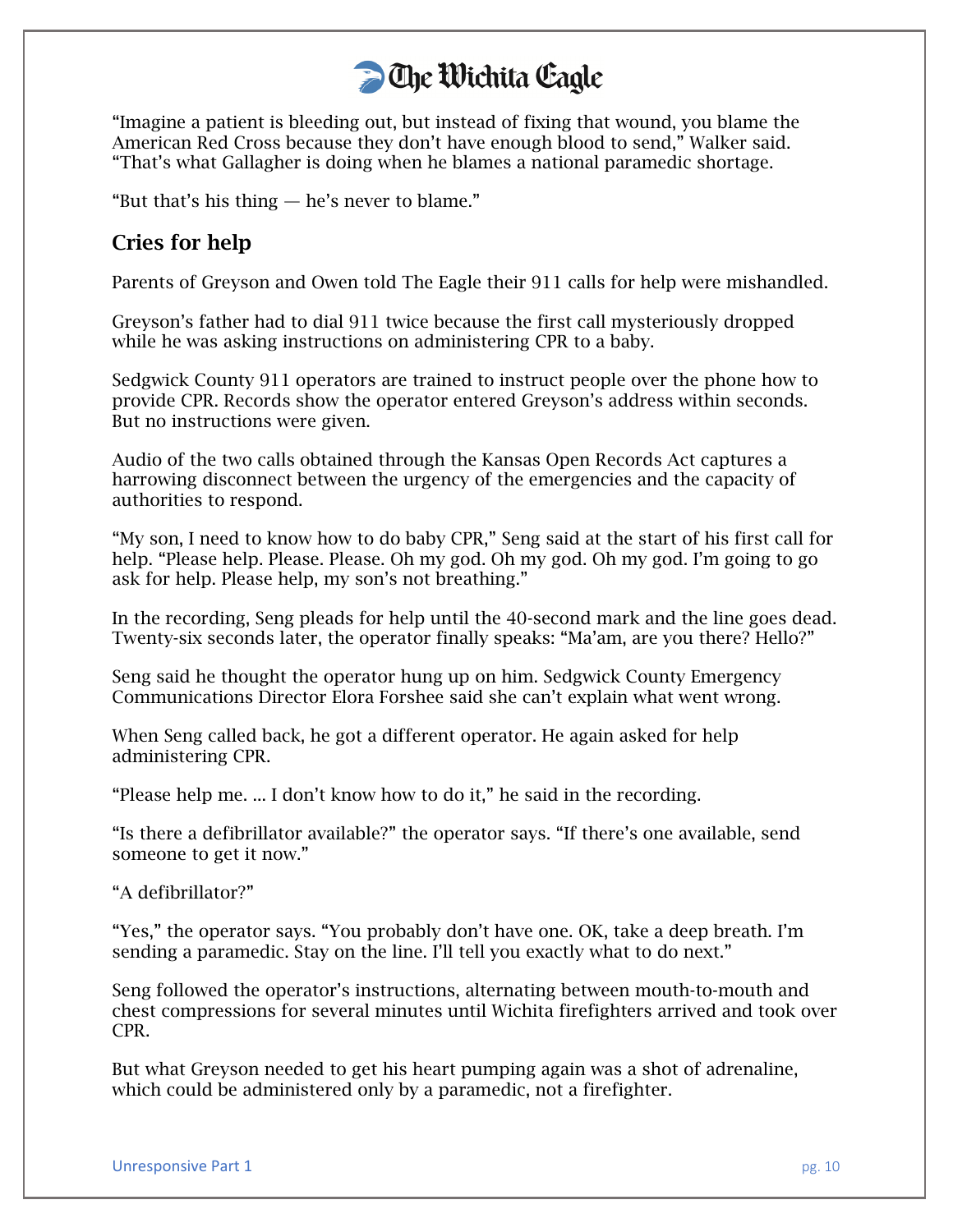"Imagine a patient is bleeding out, but instead of fixing that wound, you blame the American Red Cross because they don't have enough blood to send," Walker said. "That's what Gallagher is doing when he blames a national paramedic shortage.

"But that's his thing — he's never to blame."

## Cries for help

Parents of Greyson and Owen told The Eagle their 911 calls for help were mishandled.

Greyson's father had to dial 911 twice because the first call mysteriously dropped while he was asking instructions on administering CPR to a baby.

Sedgwick County 911 operators are trained to instruct people over the phone how to provide CPR. Records show the operator entered Greyson's address within seconds. But no instructions were given.

Audio of the two calls obtained through the Kansas Open Records Act captures a harrowing disconnect between the urgency of the emergencies and the capacity of authorities to respond.

"My son, I need to know how to do baby CPR," Seng said at the start of his first call for help. "Please help. Please. Please. Oh my god. Oh my god. Oh my god. I'm going to go ask for help. Please help, my son's not breathing."

In the recording, Seng pleads for help until the 40-second mark and the line goes dead. Twenty-six seconds later, the operator finally speaks: "Ma'am, are you there? Hello?"

Seng said he thought the operator hung up on him. Sedgwick County Emergency Communications Director Elora Forshee said she can't explain what went wrong.

When Seng called back, he got a different operator. He again asked for help administering CPR.

"Please help me. ... I don't know how to do it," he said in the recording.

"Is there a defibrillator available?" the operator says. "If there's one available, send someone to get it now."

"A defibrillator?"

"Yes," the operator says. "You probably don't have one. OK, take a deep breath. I'm sending a paramedic. Stay on the line. I'll tell you exactly what to do next."

Seng followed the operator's instructions, alternating between mouth-to-mouth and chest compressions for several minutes until Wichita firefighters arrived and took over CPR.

But what Greyson needed to get his heart pumping again was a shot of adrenaline, which could be administered only by a paramedic, not a firefighter.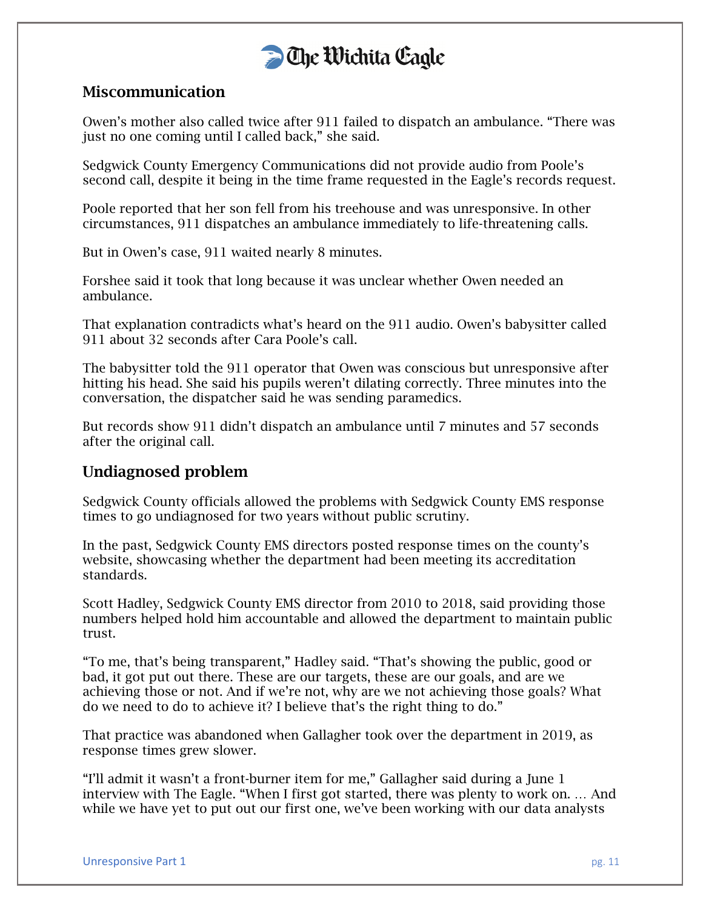## Miscommunication

Owen's mother also called twice after 911 failed to dispatch an ambulance. "There was just no one coming until I called back," she said.

Sedgwick County Emergency Communications did not provide audio from Poole's second call, despite it being in the time frame requested in the Eagle's records request.

Poole reported that her son fell from his treehouse and was unresponsive. In other circumstances, 911 dispatches an ambulance immediately to life-threatening calls.

But in Owen's case, 911 waited nearly 8 minutes.

Forshee said it took that long because it was unclear whether Owen needed an ambulance.

That explanation contradicts what's heard on the 911 audio. Owen's babysitter called 911 about 32 seconds after Cara Poole's call.

The babysitter told the 911 operator that Owen was conscious but unresponsive after hitting his head. She said his pupils weren't dilating correctly. Three minutes into the conversation, the dispatcher said he was sending paramedics.

But records show 911 didn't dispatch an ambulance until 7 minutes and 57 seconds after the original call.

## Undiagnosed problem

Sedgwick County officials allowed the problems with Sedgwick County EMS response times to go undiagnosed for two years without public scrutiny.

In the past, Sedgwick County EMS directors posted response times on the county's website, showcasing whether the department had been meeting its accreditation standards.

Scott Hadley, Sedgwick County EMS director from 2010 to 2018, said providing those numbers helped hold him accountable and allowed the department to maintain public trust.

"To me, that's being transparent," Hadley said. "That's showing the public, good or bad, it got put out there. These are our targets, these are our goals, and are we achieving those or not. And if we're not, why are we not achieving those goals? What do we need to do to achieve it? I believe that's the right thing to do."

That practice was abandoned when Gallagher took over the department in 2019, as response times grew slower.

"I'll admit it wasn't a front-burner item for me," Gallagher said during a June 1 interview with The Eagle. "When I first got started, there was plenty to work on. … And while we have yet to put out our first one, we've been working with our data analysts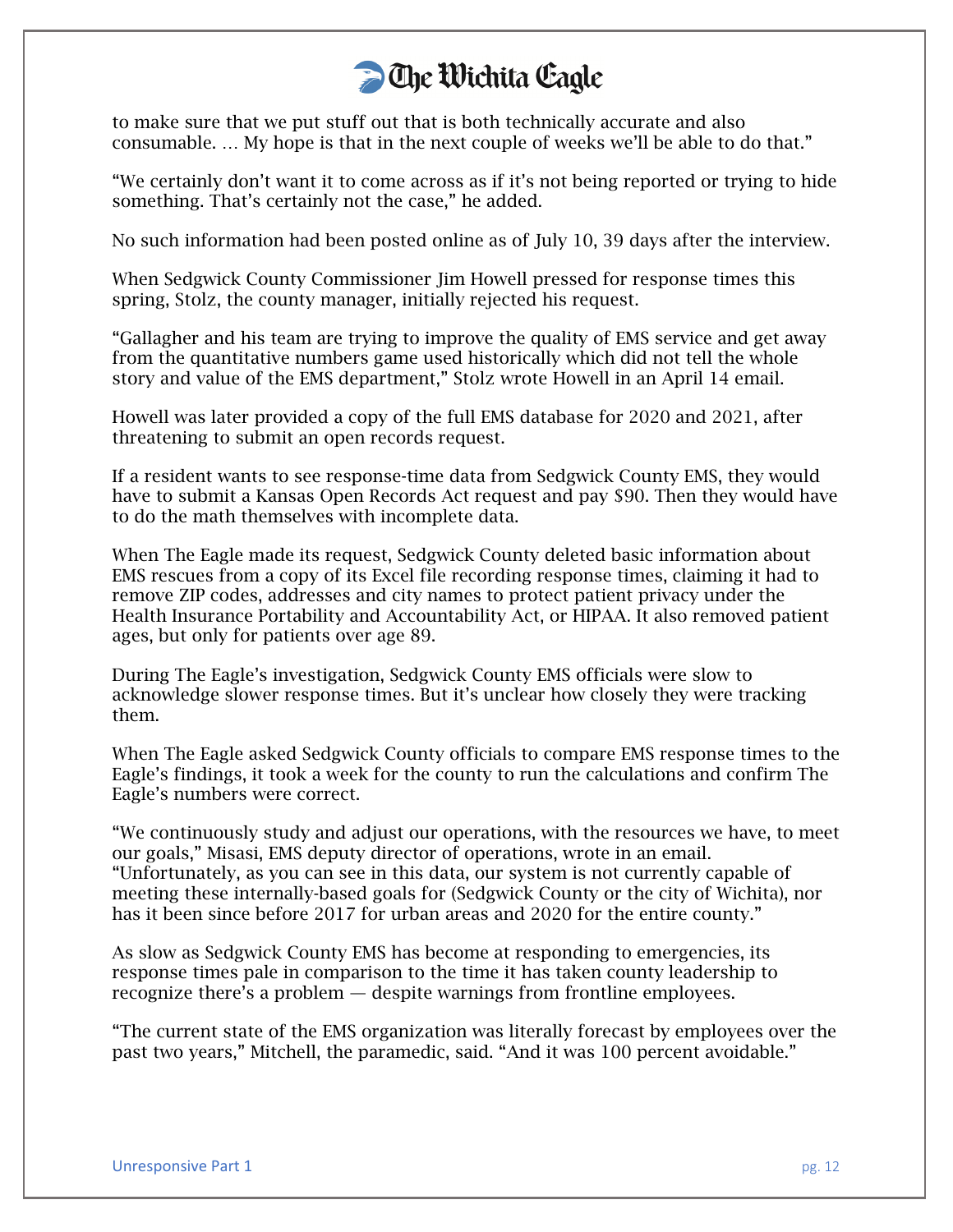to make sure that we put stuff out that is both technically accurate and also consumable. … My hope is that in the next couple of weeks we'll be able to do that."

"We certainly don't want it to come across as if it's not being reported or trying to hide something. That's certainly not the case," he added.

No such information had been posted online as of July 10, 39 days after the interview.

When Sedgwick County Commissioner Jim Howell pressed for response times this spring, Stolz, the county manager, initially rejected his request.

"Gallagher and his team are trying to improve the quality of EMS service and get away from the quantitative numbers game used historically which did not tell the whole story and value of the EMS department," Stolz wrote Howell in an April 14 email.

Howell was later provided a copy of the full EMS database for 2020 and 2021, after threatening to submit an open records request.

If a resident wants to see response-time data from Sedgwick County EMS, they would have to submit a Kansas Open Records Act request and pay $90. Then they would have to do the math themselves with incomplete data.

When The Eagle made its request, Sedgwick County deleted basic information about EMS rescues from a copy of its Excel file recording response times, claiming it had to remove ZIP codes, addresses and city names to protect patient privacy under the Health Insurance Portability and Accountability Act, or HIPAA. It also removed patient ages, but only for patients over age 89.

During The Eagle's investigation, Sedgwick County EMS officials were slow to acknowledge slower response times. But it's unclear how closely they were tracking them.

When The Eagle asked Sedgwick County officials to compare EMS response times to the Eagle's findings, it took a week for the county to run the calculations and confirm The Eagle's numbers were correct.

"We continuously study and adjust our operations, with the resources we have, to meet our goals," Misasi, EMS deputy director of operations, wrote in an email. "Unfortunately, as you can see in this data, our system is not currently capable of meeting these internally-based goals for (Sedgwick County or the city of Wichita), nor has it been since before 2017 for urban areas and 2020 for the entire county."

As slow as Sedgwick County EMS has become at responding to emergencies, its response times pale in comparison to the time it has taken county leadership to recognize there's a problem — despite warnings from frontline employees.

"The current state of the EMS organization was literally forecast by employees over the past two years," Mitchell, the paramedic, said. "And it was 100 percent avoidable."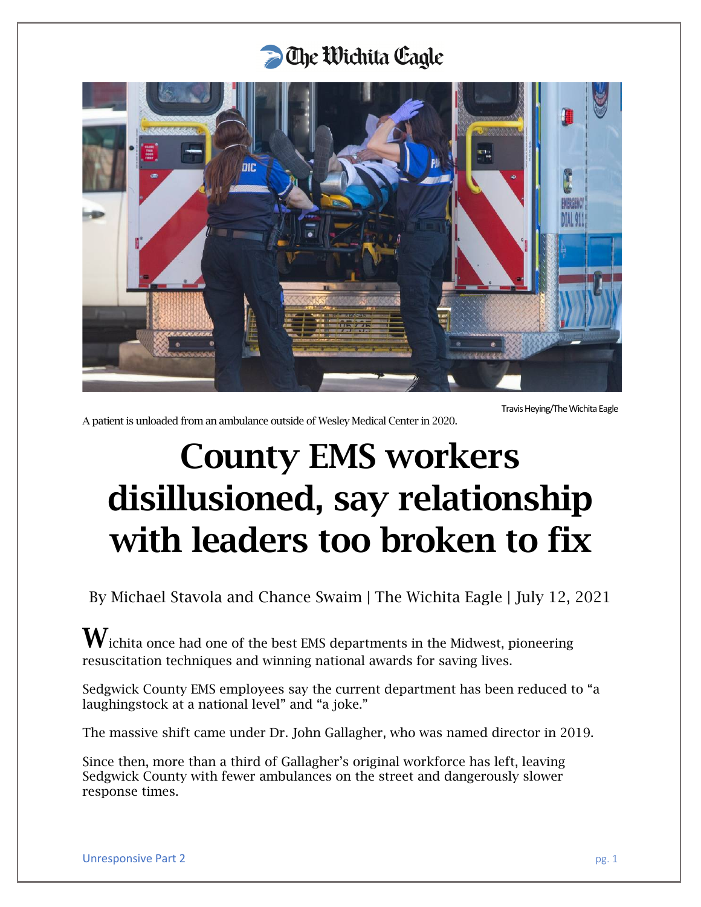The Wichita Eagle

Travis Heying/The Wichita Eagle

A patient is unloaded from an ambulance outside of Wesley Medical Center in 2020.

# County EMS workers disillusioned, say relationship with leaders too broken to fix

By Michael Stavola and Chance Swaim | The Wichita Eagle | July 12, 2021

Wichita once had one of the best EMS departments in the Midwest, pioneering resuscitation techniques and winning national awards for saving lives.

Sedgwick County EMS employees say the current department has been reduced to "a laughingstock at a national level" and "a joke."

The massive shift came under Dr. John Gallagher, who was named director in 2019.

Since then, more than a third of Gallagher's original workforce has left, leaving Sedgwick County with fewer ambulances on the street and dangerously slower response times.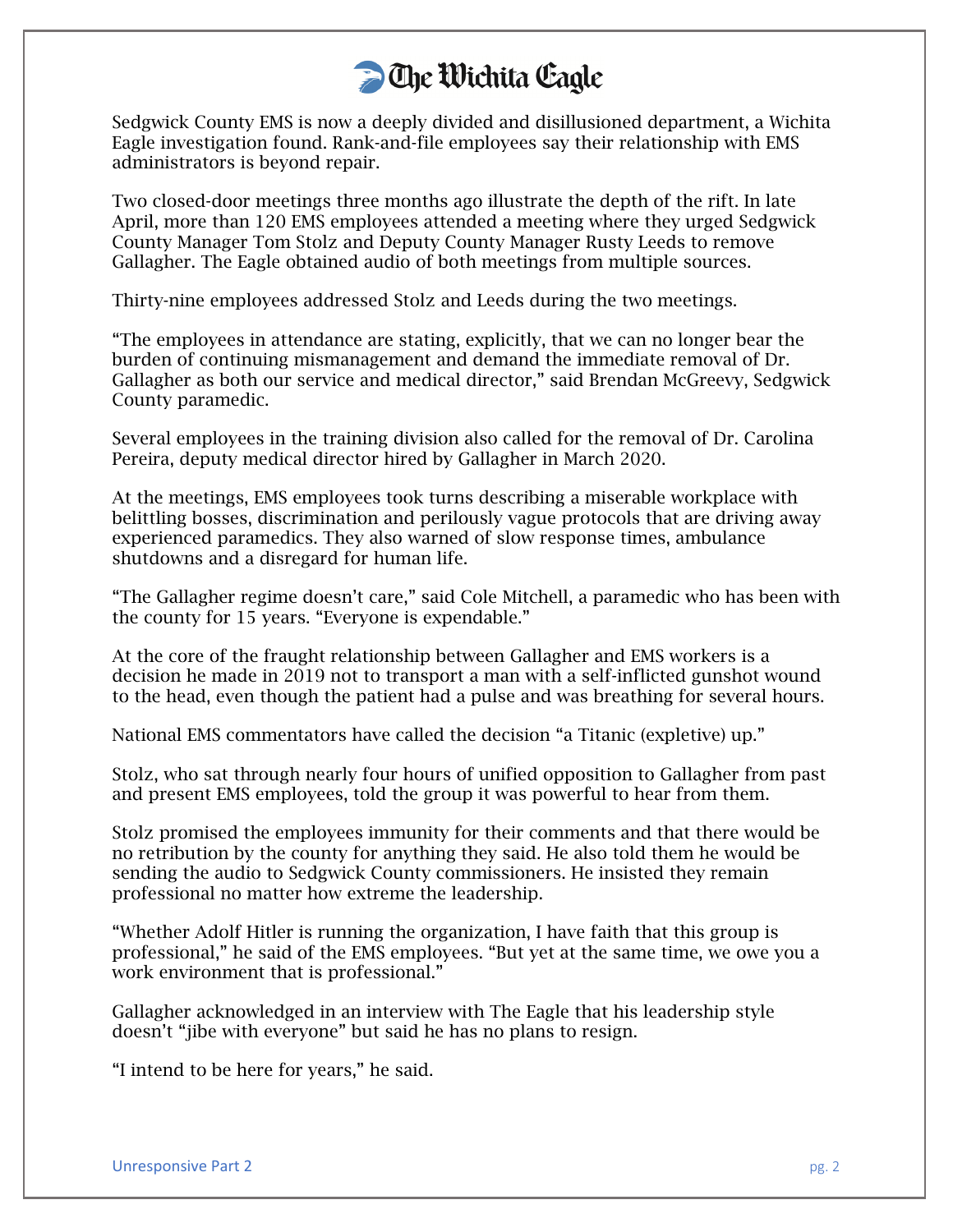# The Wichita Eagle

Sedgwick County EMS is now a deeply divided and disillusioned department, a Wichita Eagle investigation found. Rank-and-file employees say their relationship with EMS administrators is beyond repair.

Two closed-door meetings three months ago illustrate the depth of the rift. In late April, more than 120 EMS employees attended a meeting where they urged Sedgwick County Manager Tom Stolz and Deputy County Manager Rusty Leeds to remove Gallagher. The Eagle obtained audio of both meetings from multiple sources.

Thirty-nine employees addressed Stolz and Leeds during the two meetings.

"The employees in attendance are stating, explicitly, that we can no longer bear the burden of continuing mismanagement and demand the immediate removal of Dr. Gallagher as both our service and medical director," said Brendan McGreevy, Sedgwick County paramedic.

Several employees in the training division also called for the removal of Dr. Carolina Pereira, deputy medical director hired by Gallagher in March 2020.

At the meetings, EMS employees took turns describing a miserable workplace with belittling bosses, discrimination and perilously vague protocols that are driving away experienced paramedics. They also warned of slow response times, ambulance shutdowns and a disregard for human life.

"The Gallagher regime doesn't care," said Cole Mitchell, a paramedic who has been with the county for 15 years. "Everyone is expendable."

At the core of the fraught relationship between Gallagher and EMS workers is a decision he made in 2019 not to transport a man with a self-inflicted gunshot wound to the head, even though the patient had a pulse and was breathing for several hours.

National EMS commentators have called the decision "a Titanic (expletive) up."

Stolz, who sat through nearly four hours of unified opposition to Gallagher from past and present EMS employees, told the group it was powerful to hear from them.

Stolz promised the employees immunity for their comments and that there would be no retribution by the county for anything they said. He also told them he would be sending the audio to Sedgwick County commissioners. He insisted they remain professional no matter how extreme the leadership.

"Whether Adolf Hitler is running the organization, I have faith that this group is professional," he said of the EMS employees. "But yet at the same time, we owe you a work environment that is professional."

Gallagher acknowledged in an interview with The Eagle that his leadership style doesn't "jibe with everyone" but said he has no plans to resign.

"I intend to be here for years," he said.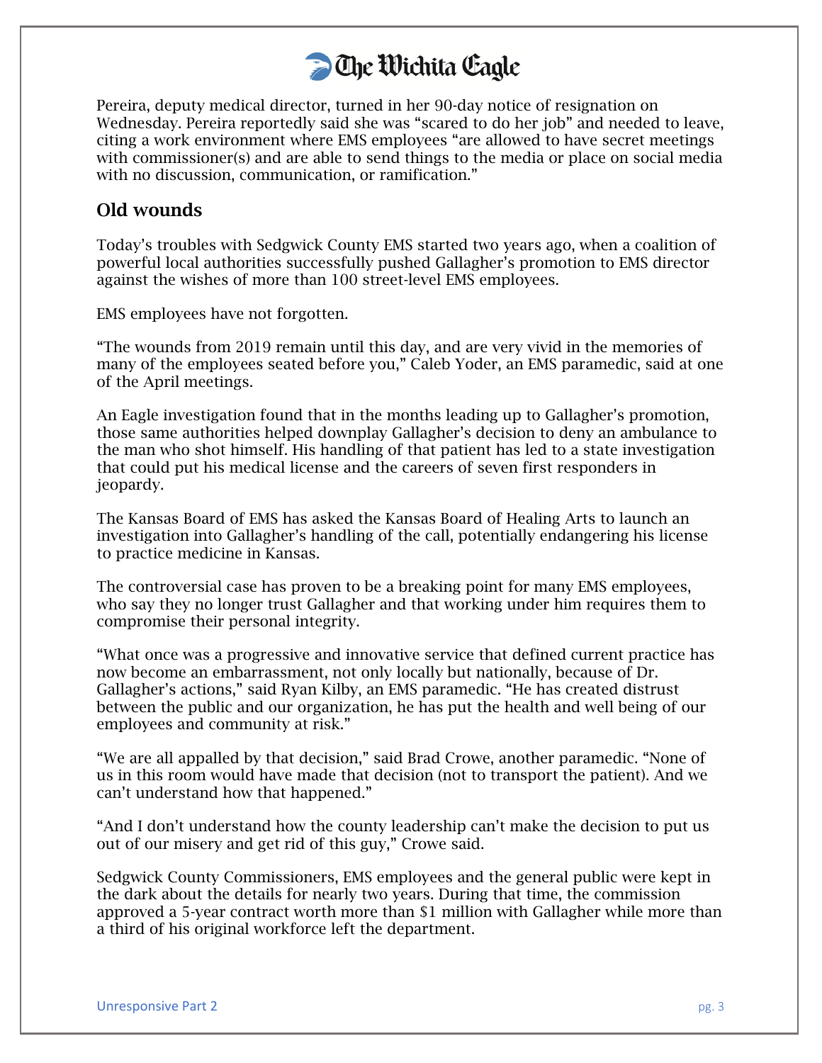Pereira, deputy medical director, turned in her 90-day notice of resignation on Wednesday. Pereira reportedly said she was "scared to do her job" and needed to leave, citing a work environment where EMS employees "are allowed to have secret meetings with commissioner(s) and are able to send things to the media or place on social media with no discussion, communication, or ramification."

## Old wounds

Today's troubles with Sedgwick County EMS started two years ago, when a coalition of powerful local authorities successfully pushed Gallagher's promotion to EMS director against the wishes of more than 100 street-level EMS employees.

EMS employees have not forgotten.

"The wounds from 2019 remain until this day, and are very vivid in the memories of many of the employees seated before you," Caleb Yoder, an EMS paramedic, said at one of the April meetings.

An Eagle investigation found that in the months leading up to Gallagher's promotion, those same authorities helped downplay Gallagher's decision to deny an ambulance to the man who shot himself. His handling of that patient has led to a state investigation that could put his medical license and the careers of seven first responders in jeopardy.

The Kansas Board of EMS has asked the Kansas Board of Healing Arts to launch an investigation into Gallagher's handling of the call, potentially endangering his license to practice medicine in Kansas.

The controversial case has proven to be a breaking point for many EMS employees, who say they no longer trust Gallagher and that working under him requires them to compromise their personal integrity.

"What once was a progressive and innovative service that defined current practice has now become an embarrassment, not only locally but nationally, because of Dr. Gallagher's actions," said Ryan Kilby, an EMS paramedic. "He has created distrust between the public and our organization, he has put the health and well being of our employees and community at risk."

"We are all appalled by that decision," said Brad Crowe, another paramedic. "None of us in this room would have made that decision (not to transport the patient). And we can't understand how that happened."

"And I don't understand how the county leadership can't make the decision to put us out of our misery and get rid of this guy," Crowe said.

Sedgwick County Commissioners, EMS employees and the general public were kept in the dark about the details for nearly two years. During that time, the commission approved a 5-year contract worth more than $1 million with Gallagher while more than a third of his original workforce left the department.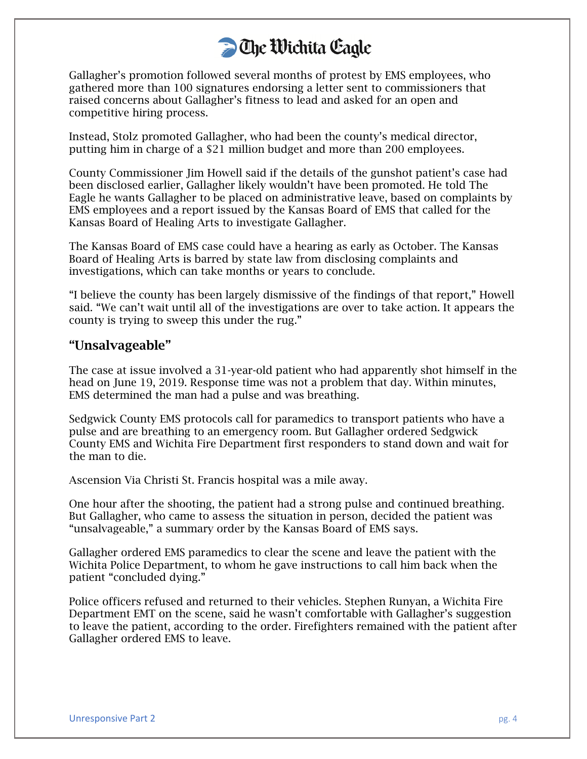Gallagher's promotion followed several months of protest by EMS employees, who gathered more than 100 signatures endorsing a letter sent to commissioners that raised concerns about Gallagher's fitness to lead and asked for an open and competitive hiring process.

Instead, Stolz promoted Gallagher, who had been the county's medical director, putting him in charge of a $21 million budget and more than 200 employees.

County Commissioner Jim Howell said if the details of the gunshot patient's case had been disclosed earlier, Gallagher likely wouldn't have been promoted. He told The Eagle he wants Gallagher to be placed on administrative leave, based on complaints by EMS employees and a report issued by the Kansas Board of EMS that called for the Kansas Board of Healing Arts to investigate Gallagher.

The Kansas Board of EMS case could have a hearing as early as October. The Kansas Board of Healing Arts is barred by state law from disclosing complaints and investigations, which can take months or years to conclude.

"I believe the county has been largely dismissive of the findings of that report," Howell said. "We can't wait until all of the investigations are over to take action. It appears the county is trying to sweep this under the rug."

## "Unsalvageable"

The case at issue involved a 31-year-old patient who had apparently shot himself in the head on June 19, 2019. Response time was not a problem that day. Within minutes, EMS determined the man had a pulse and was breathing.

Sedgwick County EMS protocols call for paramedics to transport patients who have a pulse and are breathing to an emergency room. But Gallagher ordered Sedgwick County EMS and Wichita Fire Department first responders to stand down and wait for the man to die.

Ascension Via Christi St. Francis hospital was a mile away.

One hour after the shooting, the patient had a strong pulse and continued breathing. But Gallagher, who came to assess the situation in person, decided the patient was "unsalvageable," a summary order by the Kansas Board of EMS says.

Gallagher ordered EMS paramedics to clear the scene and leave the patient with the Wichita Police Department, to whom he gave instructions to call him back when the patient "concluded dying."

Police officers refused and returned to their vehicles. Stephen Runyan, a Wichita Fire Department EMT on the scene, said he wasn't comfortable with Gallagher's suggestion to leave the patient, according to the order. Firefighters remained with the patient after Gallagher ordered EMS to leave.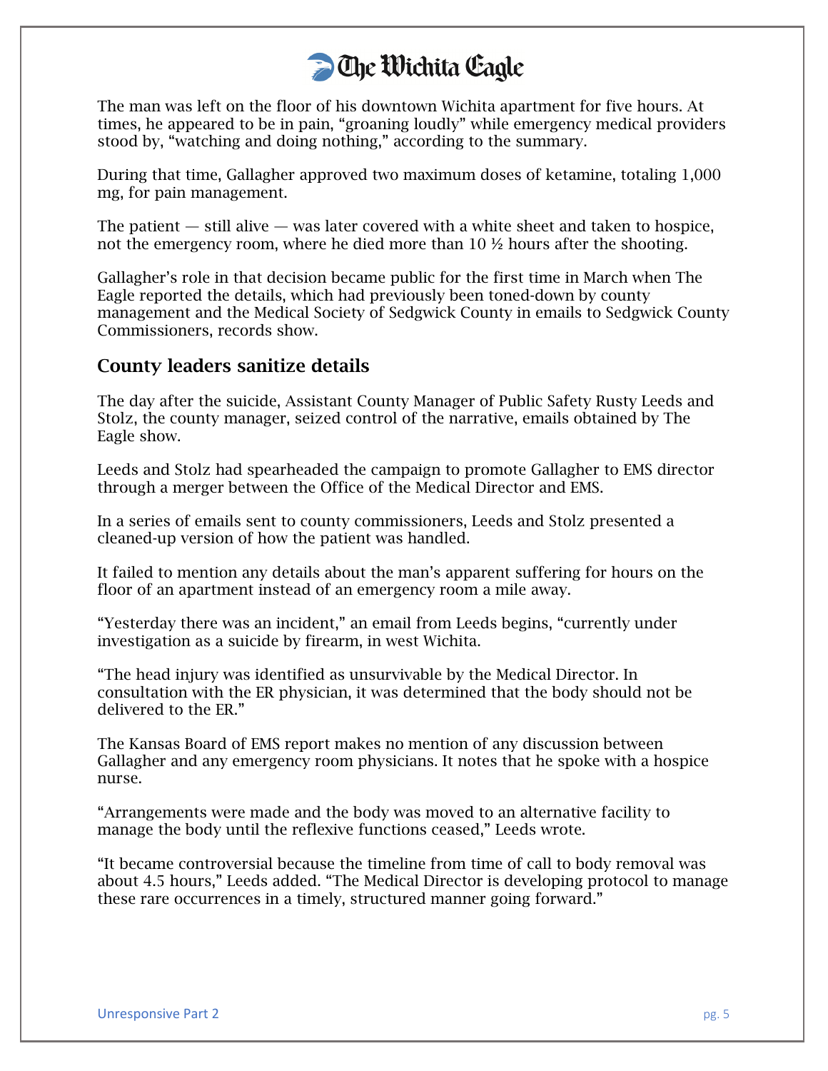The man was left on the floor of his downtown Wichita apartment for five hours. At times, he appeared to be in pain, "groaning loudly" while emergency medical providers stood by, "watching and doing nothing," according to the summary.

During that time, Gallagher approved two maximum doses of ketamine, totaling 1,000 mg, for pain management.

The patient — still alive — was later covered with a white sheet and taken to hospice, not the emergency room, where he died more than 10 ½ hours after the shooting.

Gallagher's role in that decision became public for the first time in March when The Eagle reported the details, which had previously been toned-down by county management and the Medical Society of Sedgwick County in emails to Sedgwick County Commissioners, records show.

## County leaders sanitize details

The day after the suicide, Assistant County Manager of Public Safety Rusty Leeds and Stolz, the county manager, seized control of the narrative, emails obtained by The Eagle show.

Leeds and Stolz had spearheaded the campaign to promote Gallagher to EMS director through a merger between the Office of the Medical Director and EMS.

In a series of emails sent to county commissioners, Leeds and Stolz presented a cleaned-up version of how the patient was handled.

It failed to mention any details about the man's apparent suffering for hours on the floor of an apartment instead of an emergency room a mile away.

"Yesterday there was an incident," an email from Leeds begins, "currently under investigation as a suicide by firearm, in west Wichita.

"The head injury was identified as unsurvivable by the Medical Director. In consultation with the ER physician, it was determined that the body should not be delivered to the ER."

The Kansas Board of EMS report makes no mention of any discussion between Gallagher and any emergency room physicians. It notes that he spoke with a hospice nurse.

"Arrangements were made and the body was moved to an alternative facility to manage the body until the reflexive functions ceased," Leeds wrote.

"It became controversial because the timeline from time of call to body removal was about 4.5 hours," Leeds added. "The Medical Director is developing protocol to manage these rare occurrences in a timely, structured manner going forward."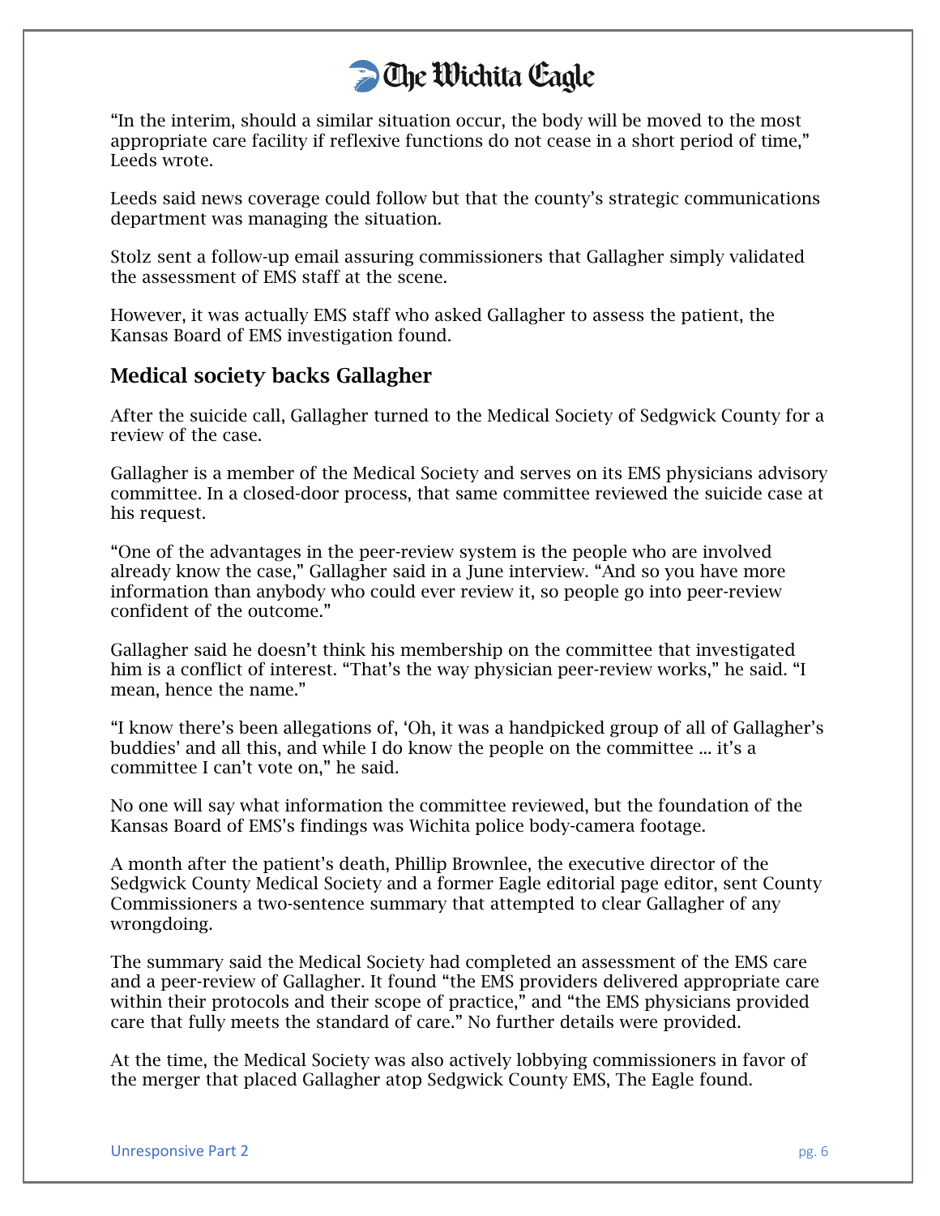"In the interim, should a similar situation occur, the body will be moved to the most appropriate care facility if reflexive functions do not cease in a short period of time," Leeds wrote.

Leeds said news coverage could follow but that the county's strategic communications department was managing the situation.

Stolz sent a follow-up email assuring commissioners that Gallagher simply validated the assessment of EMS staff at the scene.

However, it was actually EMS staff who asked Gallagher to assess the patient, the Kansas Board of EMS investigation found.

## Medical society backs Gallagher

After the suicide call, Gallagher turned to the Medical Society of Sedgwick County for a review of the case.

Gallagher is a member of the Medical Society and serves on its EMS physicians advisory committee. In a closed-door process, that same committee reviewed the suicide case at his request.

"One of the advantages in the peer-review system is the people who are involved already know the case," Gallagher said in a June interview. "And so you have more information than anybody who could ever review it, so people go into peer-review confident of the outcome."

Gallagher said he doesn't think his membership on the committee that investigated him is a conflict of interest. "That's the way physician peer-review works," he said. "I mean, hence the name."

"I know there's been allegations of, 'Oh, it was a handpicked group of all of Gallagher's buddies' and all this, and while I do know the people on the committee … it's a committee I can't vote on," he said.

No one will say what information the committee reviewed, but the foundation of the Kansas Board of EMS's findings was Wichita police body-camera footage.

A month after the patient's death, Phillip Brownlee, the executive director of the Sedgwick County Medical Society and a former Eagle editorial page editor, sent County Commissioners a two-sentence summary that attempted to clear Gallagher of any wrongdoing.

The summary said the Medical Society had completed an assessment of the EMS care and a peer-review of Gallagher. It found "the EMS providers delivered appropriate care within their protocols and their scope of practice," and "the EMS physicians provided care that fully meets the standard of care." No further details were provided.

At the time, the Medical Society was also actively lobbying commissioners in favor of the merger that placed Gallagher atop Sedgwick County EMS, The Eagle found.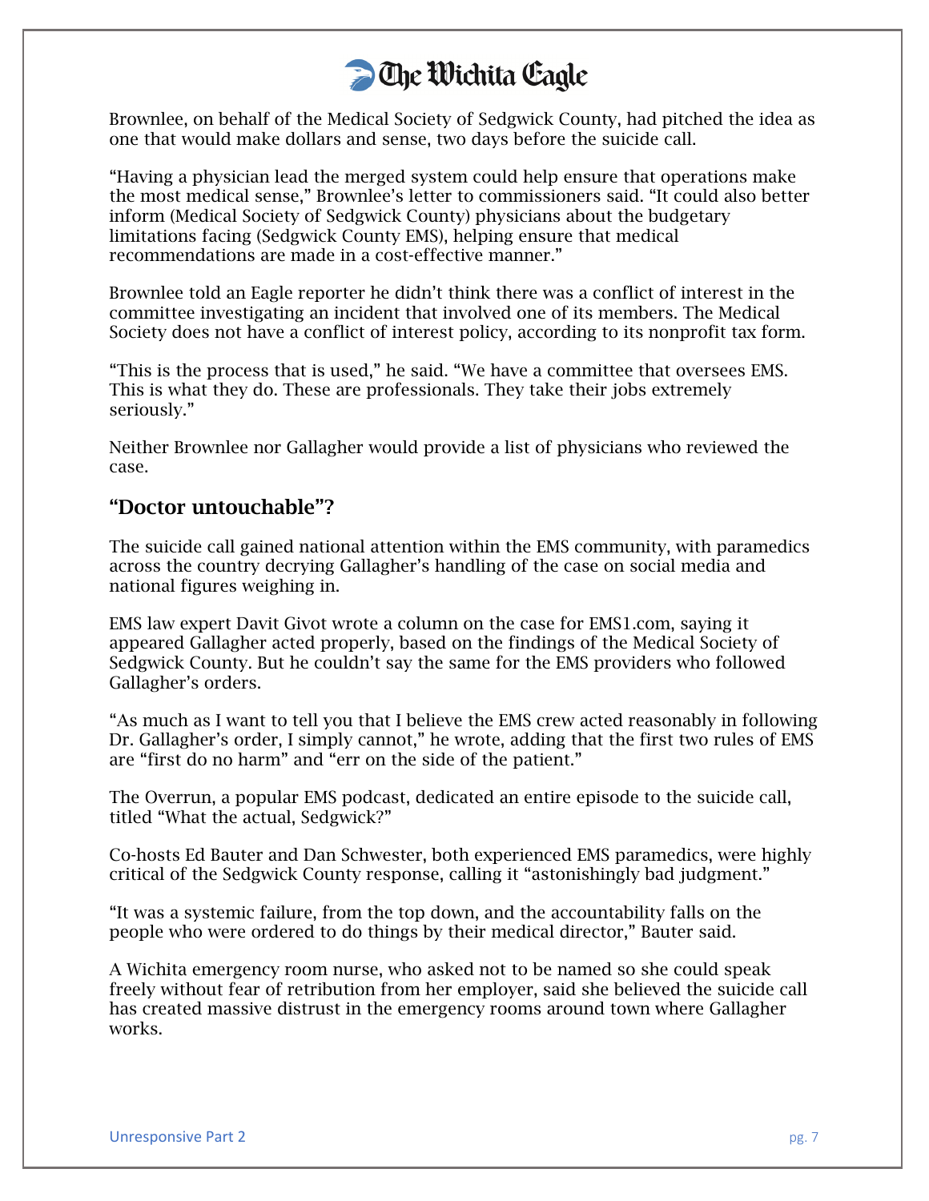Brownlee, on behalf of the Medical Society of Sedgwick County, had pitched the idea as one that would make dollars and sense, two days before the suicide call.

"Having a physician lead the merged system could help ensure that operations make the most medical sense," Brownlee's letter to commissioners said. "It could also better inform (Medical Society of Sedgwick County) physicians about the budgetary limitations facing (Sedgwick County EMS), helping ensure that medical recommendations are made in a cost-effective manner."

Brownlee told an Eagle reporter he didn't think there was a conflict of interest in the committee investigating an incident that involved one of its members. The Medical Society does not have a conflict of interest policy, according to its nonprofit tax form.

"This is the process that is used," he said. "We have a committee that oversees EMS. This is what they do. These are professionals. They take their jobs extremely seriously."

Neither Brownlee nor Gallagher would provide a list of physicians who reviewed the case.

## "Doctor untouchable"?

The suicide call gained national attention within the EMS community, with paramedics across the country decrying Gallagher's handling of the case on social media and national figures weighing in.

EMS law expert Davit Givot wrote a column on the case for EMS1.com, saying it appeared Gallagher acted properly, based on the findings of the Medical Society of Sedgwick County. But he couldn't say the same for the EMS providers who followed Gallagher's orders.

"As much as I want to tell you that I believe the EMS crew acted reasonably in following Dr. Gallagher's order, I simply cannot," he wrote, adding that the first two rules of EMS are "first do no harm" and "err on the side of the patient."

The Overrun, a popular EMS podcast, dedicated an entire episode to the suicide call, titled "What the actual, Sedgwick?"

Co-hosts Ed Bauter and Dan Schwester, both experienced EMS paramedics, were highly critical of the Sedgwick County response, calling it "astonishingly bad judgment."

"It was a systemic failure, from the top down, and the accountability falls on the people who were ordered to do things by their medical director," Bauter said.

A Wichita emergency room nurse, who asked not to be named so she could speak freely without fear of retribution from her employer, said she believed the suicide call has created massive distrust in the emergency rooms around town where Gallagher works.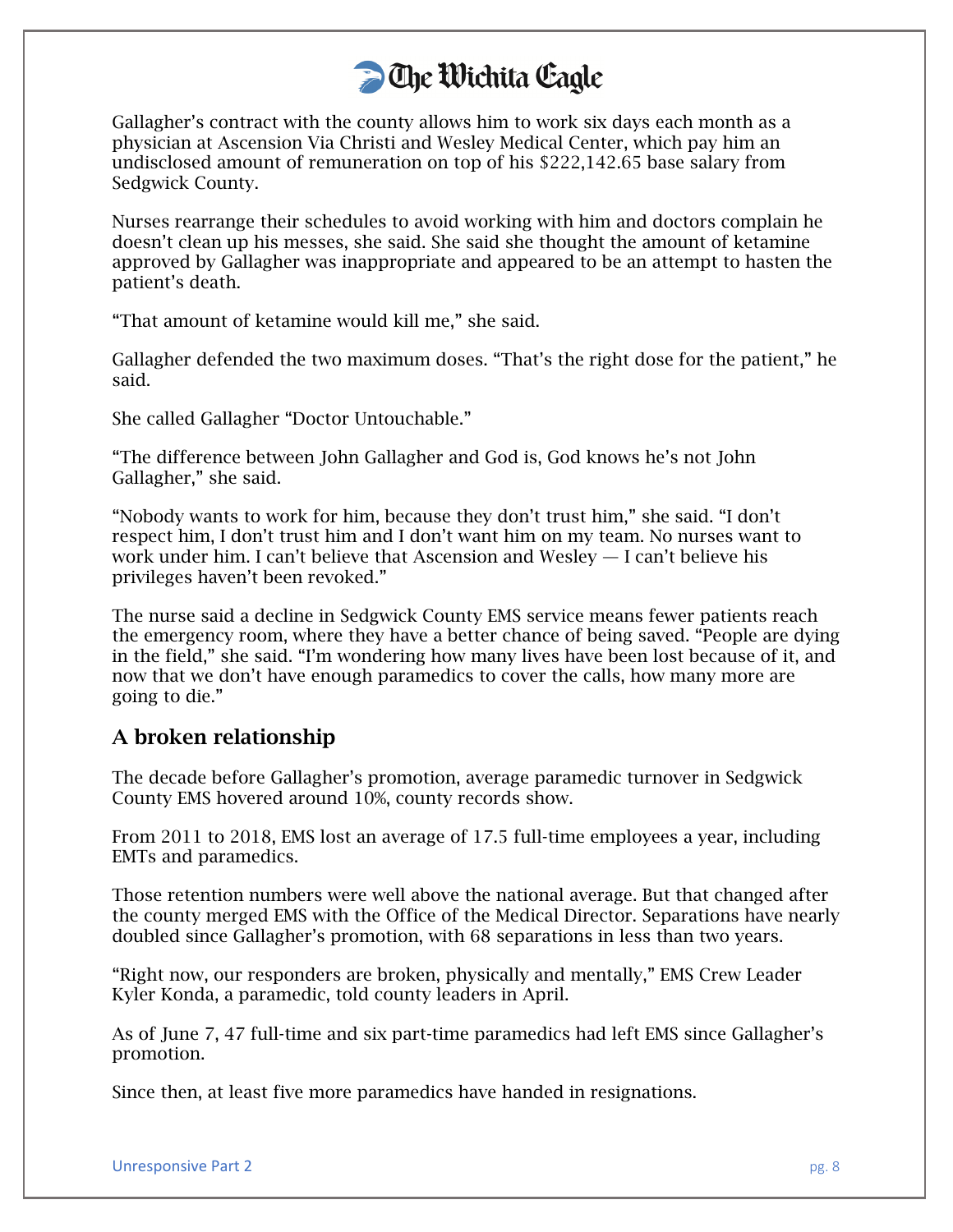Gallagher's contract with the county allows him to work six days each month as a physician at Ascension Via Christi and Wesley Medical Center, which pay him an undisclosed amount of remuneration on top of his $222,142.65 base salary from Sedgwick County.

Nurses rearrange their schedules to avoid working with him and doctors complain he doesn't clean up his messes, she said. She said she thought the amount of ketamine approved by Gallagher was inappropriate and appeared to be an attempt to hasten the patient's death.

"That amount of ketamine would kill me," she said.

Gallagher defended the two maximum doses. "That's the right dose for the patient," he said.

She called Gallagher "Doctor Untouchable."

"The difference between John Gallagher and God is, God knows he's not John Gallagher," she said.

"Nobody wants to work for him, because they don't trust him," she said. "I don't respect him, I don't trust him and I don't want him on my team. No nurses want to work under him. I can't believe that Ascension and Wesley — I can't believe his privileges haven't been revoked."

The nurse said a decline in Sedgwick County EMS service means fewer patients reach the emergency room, where they have a better chance of being saved. "People are dying in the field," she said. "I'm wondering how many lives have been lost because of it, and now that we don't have enough paramedics to cover the calls, how many more are going to die."

## A broken relationship

The decade before Gallagher's promotion, average paramedic turnover in Sedgwick County EMS hovered around 10%, county records show.

From 2011 to 2018, EMS lost an average of 17.5 full-time employees a year, including EMTs and paramedics.

Those retention numbers were well above the national average. But that changed after the county merged EMS with the Office of the Medical Director. Separations have nearly doubled since Gallagher's promotion, with 68 separations in less than two years.

"Right now, our responders are broken, physically and mentally," EMS Crew Leader Kyler Konda, a paramedic, told county leaders in April.

As of June 7, 47 full-time and six part-time paramedics had left EMS since Gallagher's promotion.

Since then, at least five more paramedics have handed in resignations.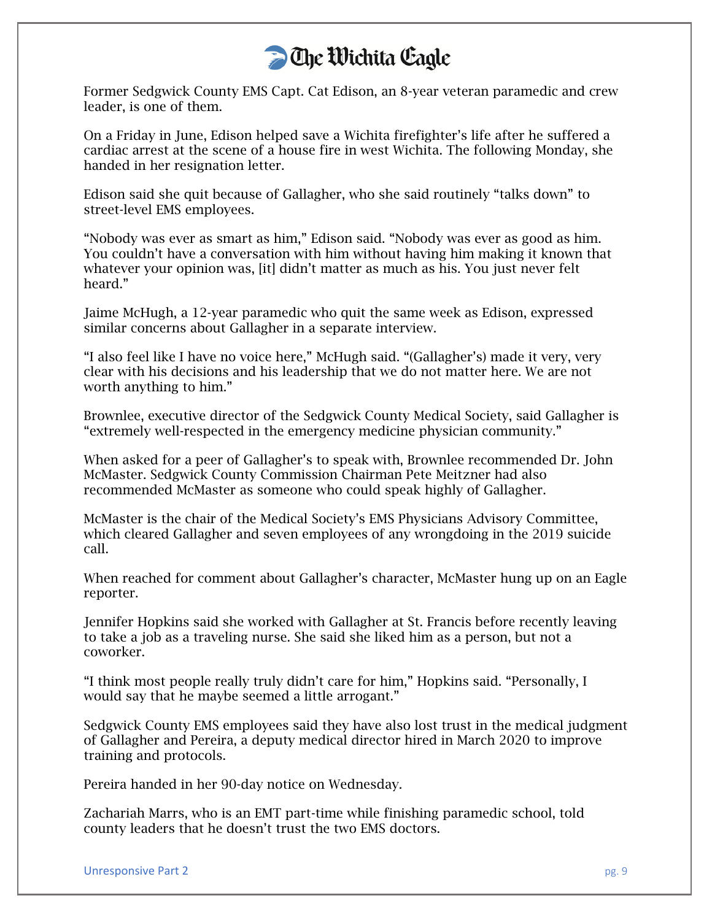Former Sedgwick County EMS Capt. Cat Edison, an 8-year veteran paramedic and crew leader, is one of them.

On a Friday in June, Edison helped save a Wichita firefighter's life after he suffered a cardiac arrest at the scene of a house fire in west Wichita. The following Monday, she handed in her resignation letter.

Edison said she quit because of Gallagher, who she said routinely "talks down" to street-level EMS employees.

"Nobody was ever as smart as him," Edison said. "Nobody was ever as good as him. You couldn't have a conversation with him without having him making it known that whatever your opinion was, [it] didn't matter as much as his. You just never felt heard."

Jaime McHugh, a 12-year paramedic who quit the same week as Edison, expressed similar concerns about Gallagher in a separate interview.

"I also feel like I have no voice here," McHugh said. "(Gallagher's) made it very, very clear with his decisions and his leadership that we do not matter here. We are not worth anything to him."

Brownlee, executive director of the Sedgwick County Medical Society, said Gallagher is "extremely well-respected in the emergency medicine physician community."

When asked for a peer of Gallagher's to speak with, Brownlee recommended Dr. John McMaster. Sedgwick County Commission Chairman Pete Meitzner had also recommended McMaster as someone who could speak highly of Gallagher.

McMaster is the chair of the Medical Society's EMS Physicians Advisory Committee, which cleared Gallagher and seven employees of any wrongdoing in the 2019 suicide call.

When reached for comment about Gallagher's character, McMaster hung up on an Eagle reporter.

Jennifer Hopkins said she worked with Gallagher at St. Francis before recently leaving to take a job as a traveling nurse. She said she liked him as a person, but not a coworker.

"I think most people really truly didn't care for him," Hopkins said. "Personally, I would say that he maybe seemed a little arrogant."

Sedgwick County EMS employees said they have also lost trust in the medical judgment of Gallagher and Pereira, a deputy medical director hired in March 2020 to improve training and protocols.

Pereira handed in her 90-day notice on Wednesday.

Zachariah Marrs, who is an EMT part-time while finishing paramedic school, told county leaders that he doesn't trust the two EMS doctors.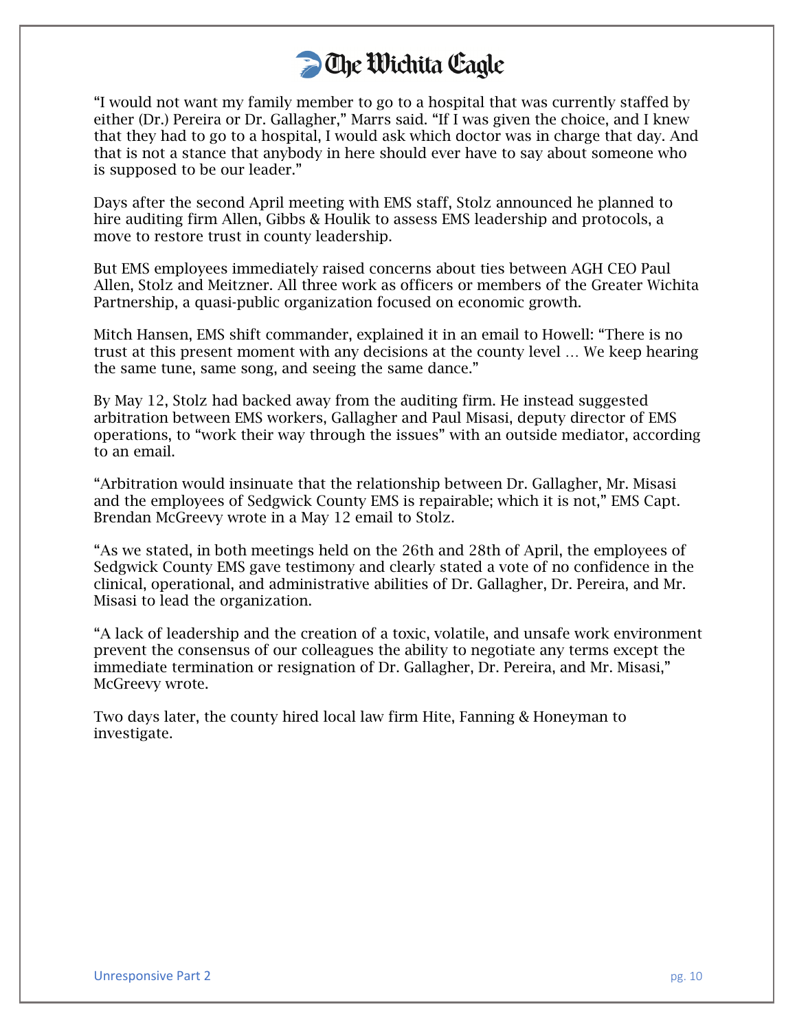"I would not want my family member to go to a hospital that was currently staffed by either (Dr.) Pereira or Dr. Gallagher," Marrs said. "If I was given the choice, and I knew that they had to go to a hospital, I would ask which doctor was in charge that day. And that is not a stance that anybody in here should ever have to say about someone who is supposed to be our leader."

Days after the second April meeting with EMS staff, Stolz announced he planned to hire auditing firm Allen, Gibbs & Houlik to assess EMS leadership and protocols, a move to restore trust in county leadership.

But EMS employees immediately raised concerns about ties between AGH CEO Paul Allen, Stolz and Meitzner. All three work as officers or members of the Greater Wichita Partnership, a quasi-public organization focused on economic growth.

Mitch Hansen, EMS shift commander, explained it in an email to Howell: "There is no trust at this present moment with any decisions at the county level … We keep hearing the same tune, same song, and seeing the same dance."

By May 12, Stolz had backed away from the auditing firm. He instead suggested arbitration between EMS workers, Gallagher and Paul Misasi, deputy director of EMS operations, to "work their way through the issues" with an outside mediator, according to an email.

"Arbitration would insinuate that the relationship between Dr. Gallagher, Mr. Misasi and the employees of Sedgwick County EMS is repairable; which it is not," EMS Capt. Brendan McGreevy wrote in a May 12 email to Stolz.

"As we stated, in both meetings held on the 26th and 28th of April, the employees of Sedgwick County EMS gave testimony and clearly stated a vote of no confidence in the clinical, operational, and administrative abilities of Dr. Gallagher, Dr. Pereira, and Mr. Misasi to lead the organization.

"A lack of leadership and the creation of a toxic, volatile, and unsafe work environment prevent the consensus of our colleagues the ability to negotiate any terms except the immediate termination or resignation of Dr. Gallagher, Dr. Pereira, and Mr. Misasi," McGreevy wrote.

Two days later, the county hired local law firm Hite, Fanning & Honeyman to investigate.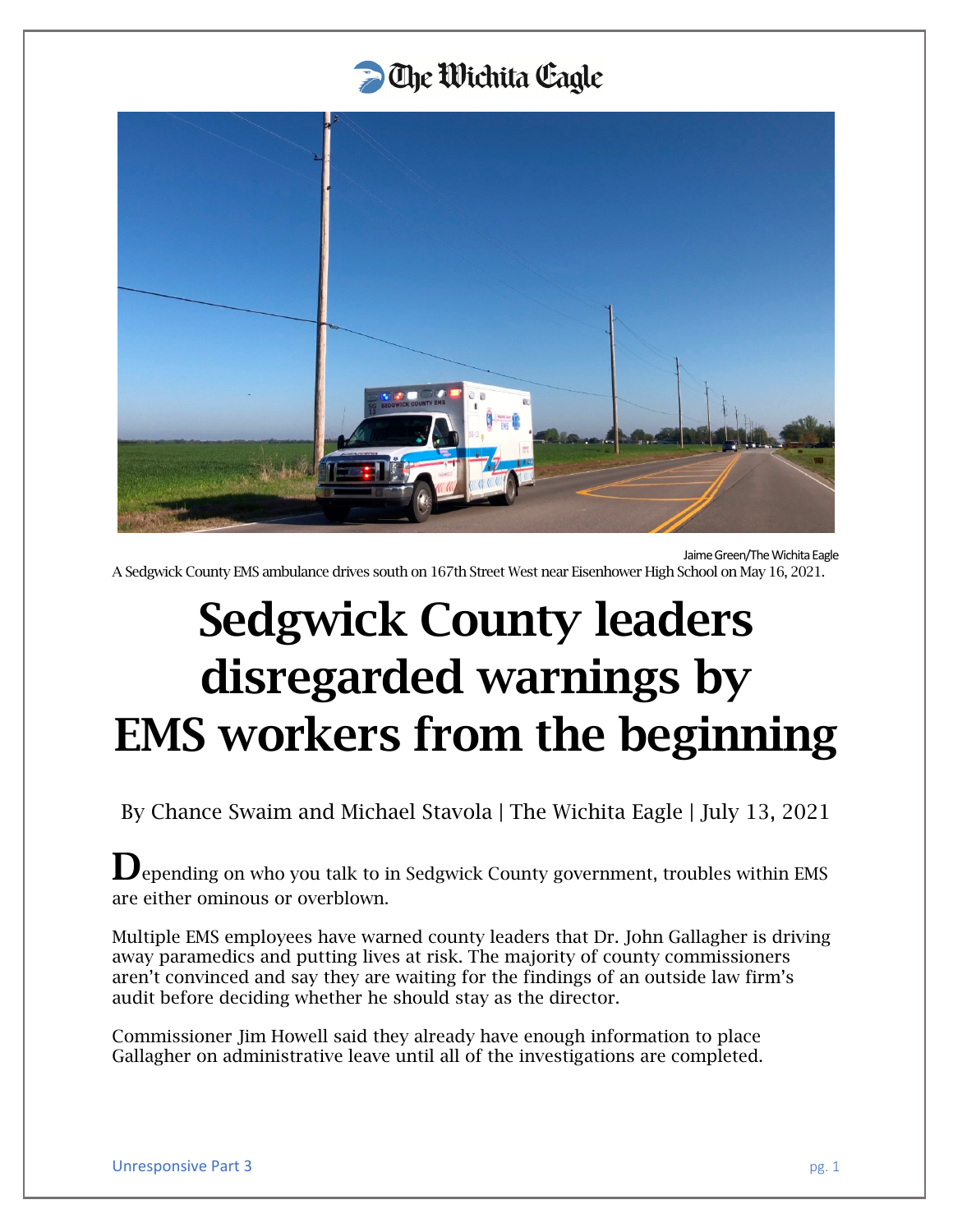The Wichita Eagle

Jaime Green/The Wichita Eagle
A Sedgwick County EMS ambulance drives south on 167th Street West near Eisenhower High School on May 16, 2021.

# Sedgwick County leaders disregarded warnings by EMS workers from the beginning

By Chance Swaim and Michael Stavola | The Wichita Eagle | July 13, 2021

Depending on who you talk to in Sedgwick County government, troubles within EMS are either ominous or overblown.

Multiple EMS employees have warned county leaders that Dr. John Gallagher is driving away paramedics and putting lives at risk. The majority of county commissioners aren't convinced and say they are waiting for the findings of an outside law firm's audit before deciding whether he should stay as the director.

Commissioner Jim Howell said they already have enough information to place Gallagher on administrative leave until all of the investigations are completed.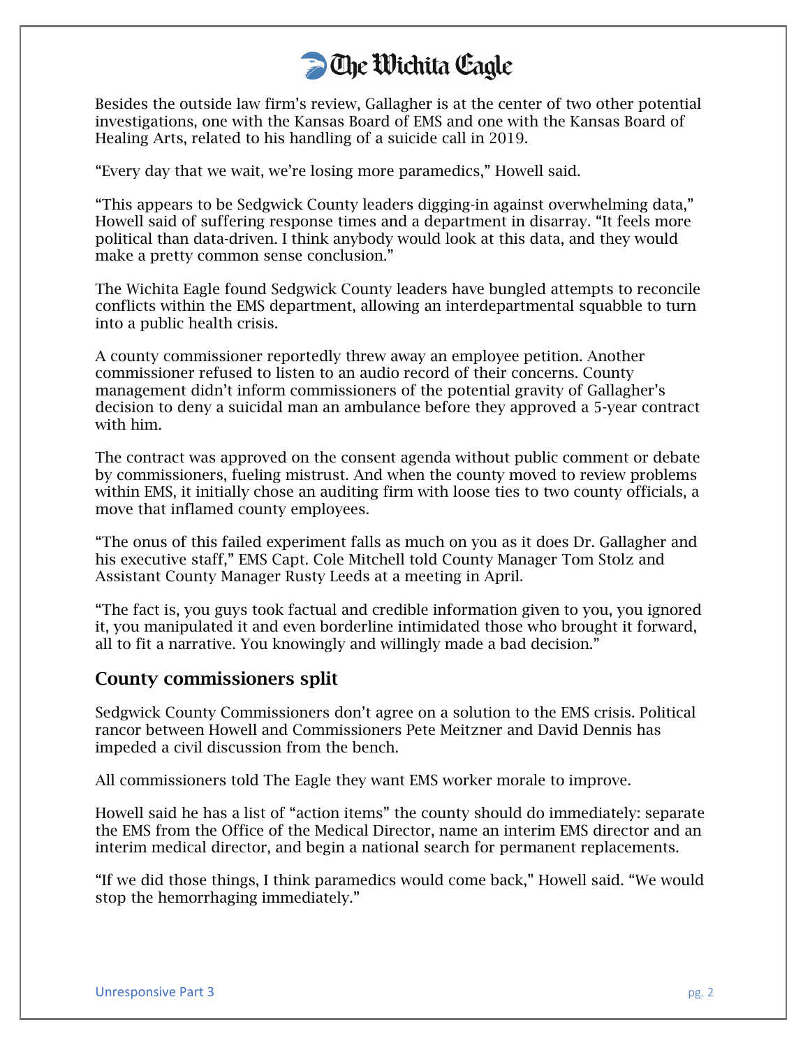Besides the outside law firm's review, Gallagher is at the center of two other potential investigations, one with the Kansas Board of EMS and one with the Kansas Board of Healing Arts, related to his handling of a suicide call in 2019.

"Every day that we wait, we're losing more paramedics," Howell said.

"This appears to be Sedgwick County leaders digging-in against overwhelming data," Howell said of suffering response times and a department in disarray. "It feels more political than data-driven. I think anybody would look at this data, and they would make a pretty common sense conclusion."

The Wichita Eagle found Sedgwick County leaders have bungled attempts to reconcile conflicts within the EMS department, allowing an interdepartmental squabble to turn into a public health crisis.

A county commissioner reportedly threw away an employee petition. Another commissioner refused to listen to an audio record of their concerns. County management didn't inform commissioners of the potential gravity of Gallagher's decision to deny a suicidal man an ambulance before they approved a 5-year contract with him.

The contract was approved on the consent agenda without public comment or debate by commissioners, fueling mistrust. And when the county moved to review problems within EMS, it initially chose an auditing firm with loose ties to two county officials, a move that inflamed county employees.

"The onus of this failed experiment falls as much on you as it does Dr. Gallagher and his executive staff," EMS Capt. Cole Mitchell told County Manager Tom Stolz and Assistant County Manager Rusty Leeds at a meeting in April.

"The fact is, you guys took factual and credible information given to you, you ignored it, you manipulated it and even borderline intimidated those who brought it forward, all to fit a narrative. You knowingly and willingly made a bad decision."

## County commissioners split

Sedgwick County Commissioners don't agree on a solution to the EMS crisis. Political rancor between Howell and Commissioners Pete Meitzner and David Dennis has impeded a civil discussion from the bench.

All commissioners told The Eagle they want EMS worker morale to improve.

Howell said he has a list of "action items" the county should do immediately: separate the EMS from the Office of the Medical Director, name an interim EMS director and an interim medical director, and begin a national search for permanent replacements.

"If we did those things, I think paramedics would come back," Howell said. "We would stop the hemorrhaging immediately."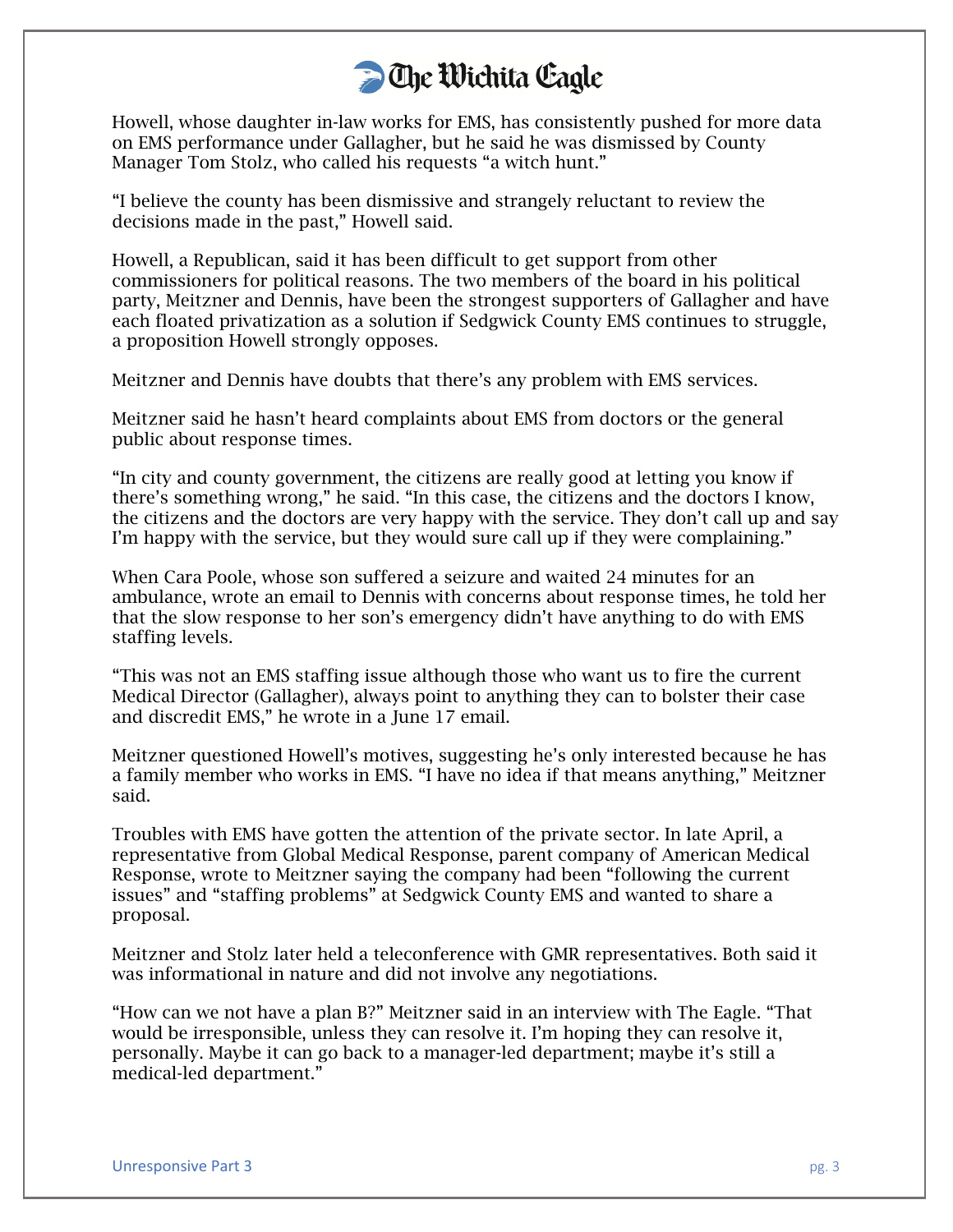Howell, whose daughter in-law works for EMS, has consistently pushed for more data on EMS performance under Gallagher, but he said he was dismissed by County Manager Tom Stolz, who called his requests "a witch hunt."

"I believe the county has been dismissive and strangely reluctant to review the decisions made in the past," Howell said.

Howell, a Republican, said it has been difficult to get support from other commissioners for political reasons. The two members of the board in his political party, Meitzner and Dennis, have been the strongest supporters of Gallagher and have each floated privatization as a solution if Sedgwick County EMS continues to struggle, a proposition Howell strongly opposes.

Meitzner and Dennis have doubts that there's any problem with EMS services.

Meitzner said he hasn't heard complaints about EMS from doctors or the general public about response times.

"In city and county government, the citizens are really good at letting you know if there's something wrong," he said. "In this case, the citizens and the doctors I know, the citizens and the doctors are very happy with the service. They don't call up and say I'm happy with the service, but they would sure call up if they were complaining."

When Cara Poole, whose son suffered a seizure and waited 24 minutes for an ambulance, wrote an email to Dennis with concerns about response times, he told her that the slow response to her son's emergency didn't have anything to do with EMS staffing levels.

"This was not an EMS staffing issue although those who want us to fire the current Medical Director (Gallagher), always point to anything they can to bolster their case and discredit EMS," he wrote in a June 17 email.

Meitzner questioned Howell's motives, suggesting he's only interested because he has a family member who works in EMS. "I have no idea if that means anything," Meitzner said.

Troubles with EMS have gotten the attention of the private sector. In late April, a representative from Global Medical Response, parent company of American Medical Response, wrote to Meitzner saying the company had been "following the current issues" and "staffing problems" at Sedgwick County EMS and wanted to share a proposal.

Meitzner and Stolz later held a teleconference with GMR representatives. Both said it was informational in nature and did not involve any negotiations.

"How can we not have a plan B?" Meitzner said in an interview with The Eagle. "That would be irresponsible, unless they can resolve it. I'm hoping they can resolve it, personally. Maybe it can go back to a manager-led department; maybe it's still a medical-led department."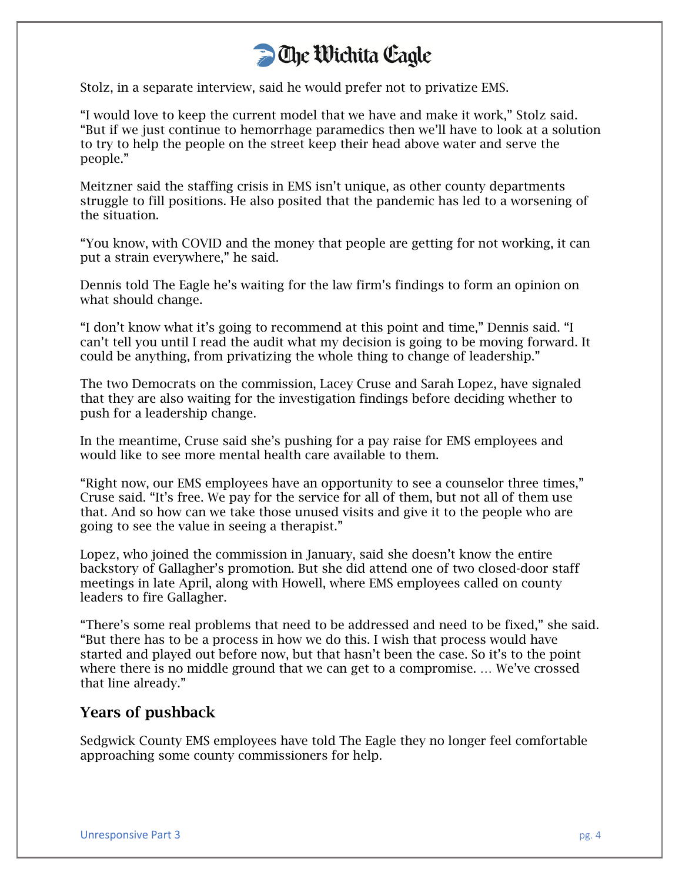Stolz, in a separate interview, said he would prefer not to privatize EMS.

"I would love to keep the current model that we have and make it work," Stolz said. "But if we just continue to hemorrhage paramedics then we'll have to look at a solution to try to help the people on the street keep their head above water and serve the people."

Meitzner said the staffing crisis in EMS isn't unique, as other county departments struggle to fill positions. He also posited that the pandemic has led to a worsening of the situation.

"You know, with COVID and the money that people are getting for not working, it can put a strain everywhere," he said.

Dennis told The Eagle he's waiting for the law firm's findings to form an opinion on what should change.

"I don't know what it's going to recommend at this point and time," Dennis said. "I can't tell you until I read the audit what my decision is going to be moving forward. It could be anything, from privatizing the whole thing to change of leadership."

The two Democrats on the commission, Lacey Cruse and Sarah Lopez, have signaled that they are also waiting for the investigation findings before deciding whether to push for a leadership change.

In the meantime, Cruse said she's pushing for a pay raise for EMS employees and would like to see more mental health care available to them.

"Right now, our EMS employees have an opportunity to see a counselor three times," Cruse said. "It's free. We pay for the service for all of them, but not all of them use that. And so how can we take those unused visits and give it to the people who are going to see the value in seeing a therapist."

Lopez, who joined the commission in January, said she doesn't know the entire backstory of Gallagher's promotion. But she did attend one of two closed-door staff meetings in late April, along with Howell, where EMS employees called on county leaders to fire Gallagher.

"There's some real problems that need to be addressed and need to be fixed," she said. "But there has to be a process in how we do this. I wish that process would have started and played out before now, but that hasn't been the case. So it's to the point where there is no middle ground that we can get to a compromise. … We've crossed that line already."

## Years of pushback

Sedgwick County EMS employees have told The Eagle they no longer feel comfortable approaching some county commissioners for help.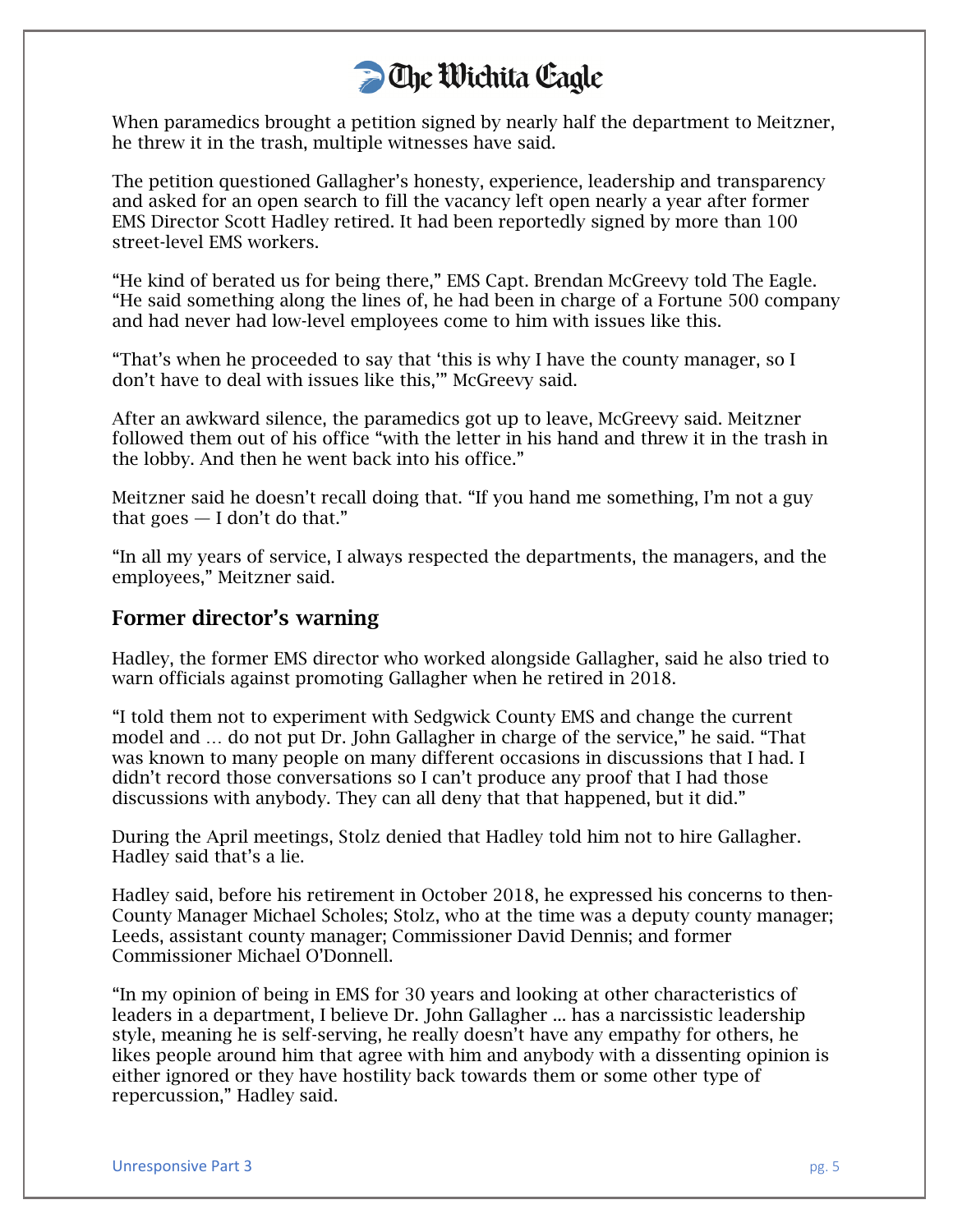When paramedics brought a petition signed by nearly half the department to Meitzner, he threw it in the trash, multiple witnesses have said.

The petition questioned Gallagher's honesty, experience, leadership and transparency and asked for an open search to fill the vacancy left open nearly a year after former EMS Director Scott Hadley retired. It had been reportedly signed by more than 100 street-level EMS workers.

"He kind of berated us for being there," EMS Capt. Brendan McGreevy told The Eagle. "He said something along the lines of, he had been in charge of a Fortune 500 company and had never had low-level employees come to him with issues like this.

"That's when he proceeded to say that 'this is why I have the county manager, so I don't have to deal with issues like this,'" McGreevy said.

After an awkward silence, the paramedics got up to leave, McGreevy said. Meitzner followed them out of his office "with the letter in his hand and threw it in the trash in the lobby. And then he went back into his office."

Meitzner said he doesn't recall doing that. "If you hand me something, I'm not a guy that goes — I don't do that."

"In all my years of service, I always respected the departments, the managers, and the employees," Meitzner said.

## Former director's warning

Hadley, the former EMS director who worked alongside Gallagher, said he also tried to warn officials against promoting Gallagher when he retired in 2018.

"I told them not to experiment with Sedgwick County EMS and change the current model and … do not put Dr. John Gallagher in charge of the service," he said. "That was known to many people on many different occasions in discussions that I had. I didn't record those conversations so I can't produce any proof that I had those discussions with anybody. They can all deny that that happened, but it did."

During the April meetings, Stolz denied that Hadley told him not to hire Gallagher. Hadley said that's a lie.

Hadley said, before his retirement in October 2018, he expressed his concerns to then-County Manager Michael Scholes; Stolz, who at the time was a deputy county manager; Leeds, assistant county manager; Commissioner David Dennis; and former Commissioner Michael O'Donnell.

"In my opinion of being in EMS for 30 years and looking at other characteristics of leaders in a department, I believe Dr. John Gallagher ... has a narcissistic leadership style, meaning he is self-serving, he really doesn't have any empathy for others, he likes people around him that agree with him and anybody with a dissenting opinion is either ignored or they have hostility back towards them or some other type of repercussion," Hadley said.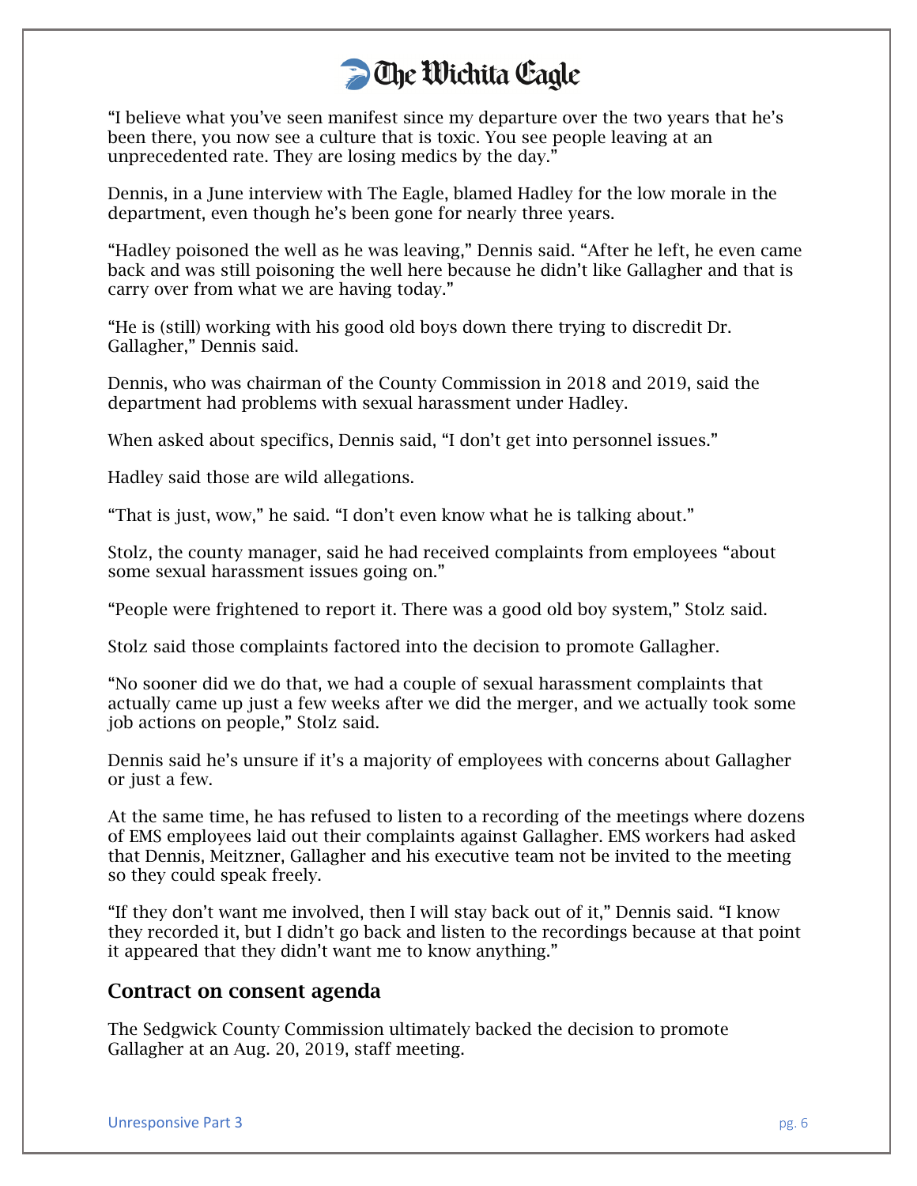"I believe what you've seen manifest since my departure over the two years that he's been there, you now see a culture that is toxic. You see people leaving at an unprecedented rate. They are losing medics by the day."

Dennis, in a June interview with The Eagle, blamed Hadley for the low morale in the department, even though he's been gone for nearly three years.

"Hadley poisoned the well as he was leaving," Dennis said. "After he left, he even came back and was still poisoning the well here because he didn't like Gallagher and that is carry over from what we are having today."

"He is (still) working with his good old boys down there trying to discredit Dr. Gallagher," Dennis said.

Dennis, who was chairman of the County Commission in 2018 and 2019, said the department had problems with sexual harassment under Hadley.

When asked about specifics, Dennis said, "I don't get into personnel issues."

Hadley said those are wild allegations.

"That is just, wow," he said. "I don't even know what he is talking about."

Stolz, the county manager, said he had received complaints from employees "about some sexual harassment issues going on."

"People were frightened to report it. There was a good old boy system," Stolz said.

Stolz said those complaints factored into the decision to promote Gallagher.

"No sooner did we do that, we had a couple of sexual harassment complaints that actually came up just a few weeks after we did the merger, and we actually took some job actions on people," Stolz said.

Dennis said he's unsure if it's a majority of employees with concerns about Gallagher or just a few.

At the same time, he has refused to listen to a recording of the meetings where dozens of EMS employees laid out their complaints against Gallagher. EMS workers had asked that Dennis, Meitzner, Gallagher and his executive team not be invited to the meeting so they could speak freely.

"If they don't want me involved, then I will stay back out of it," Dennis said. "I know they recorded it, but I didn't go back and listen to the recordings because at that point it appeared that they didn't want me to know anything."

## Contract on consent agenda

The Sedgwick County Commission ultimately backed the decision to promote Gallagher at an Aug. 20, 2019, staff meeting.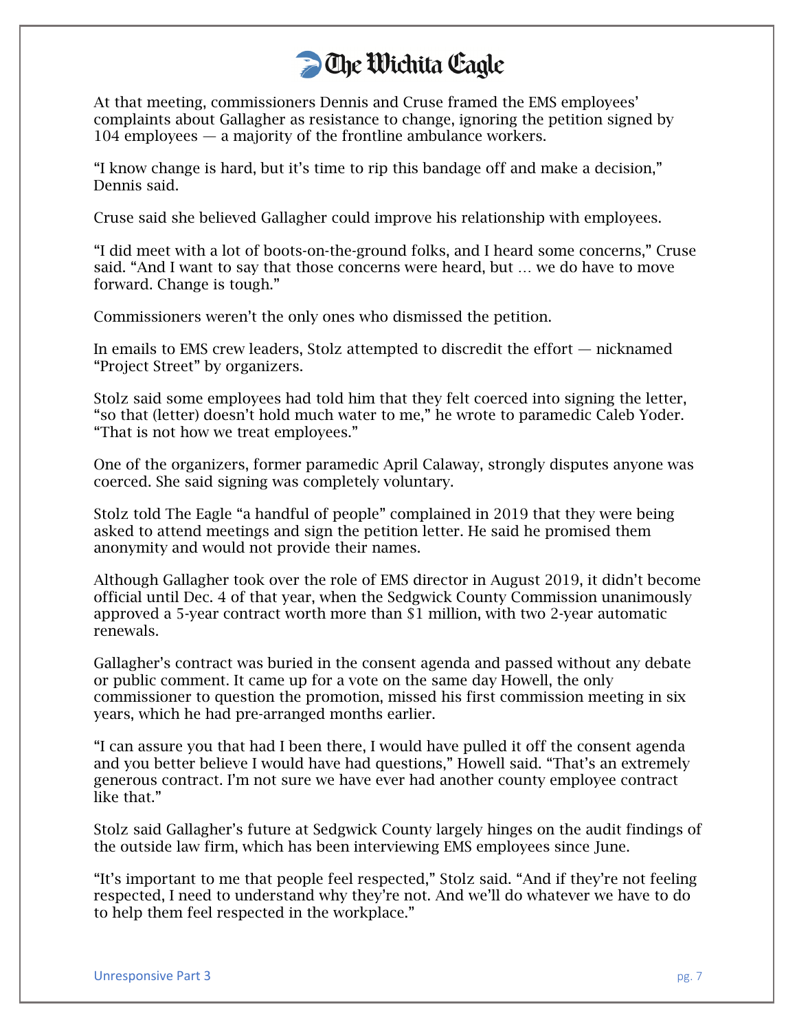At that meeting, commissioners Dennis and Cruse framed the EMS employees' complaints about Gallagher as resistance to change, ignoring the petition signed by 104 employees — a majority of the frontline ambulance workers.

"I know change is hard, but it's time to rip this bandage off and make a decision," Dennis said.

Cruse said she believed Gallagher could improve his relationship with employees.

"I did meet with a lot of boots-on-the-ground folks, and I heard some concerns," Cruse said. "And I want to say that those concerns were heard, but … we do have to move forward. Change is tough."

Commissioners weren't the only ones who dismissed the petition.

In emails to EMS crew leaders, Stolz attempted to discredit the effort — nicknamed "Project Street" by organizers.

Stolz said some employees had told him that they felt coerced into signing the letter, "so that (letter) doesn't hold much water to me," he wrote to paramedic Caleb Yoder. "That is not how we treat employees."

One of the organizers, former paramedic April Calaway, strongly disputes anyone was coerced. She said signing was completely voluntary.

Stolz told The Eagle "a handful of people" complained in 2019 that they were being asked to attend meetings and sign the petition letter. He said he promised them anonymity and would not provide their names.

Although Gallagher took over the role of EMS director in August 2019, it didn't become official until Dec. 4 of that year, when the Sedgwick County Commission unanimously approved a 5-year contract worth more than $1 million, with two 2-year automatic renewals.

Gallagher's contract was buried in the consent agenda and passed without any debate or public comment. It came up for a vote on the same day Howell, the only commissioner to question the promotion, missed his first commission meeting in six years, which he had pre-arranged months earlier.

"I can assure you that had I been there, I would have pulled it off the consent agenda and you better believe I would have had questions," Howell said. "That's an extremely generous contract. I'm not sure we have ever had another county employee contract like that."

Stolz said Gallagher's future at Sedgwick County largely hinges on the audit findings of the outside law firm, which has been interviewing EMS employees since June.

"It's important to me that people feel respected," Stolz said. "And if they're not feeling respected, I need to understand why they're not. And we'll do whatever we have to do to help them feel respected in the workplace."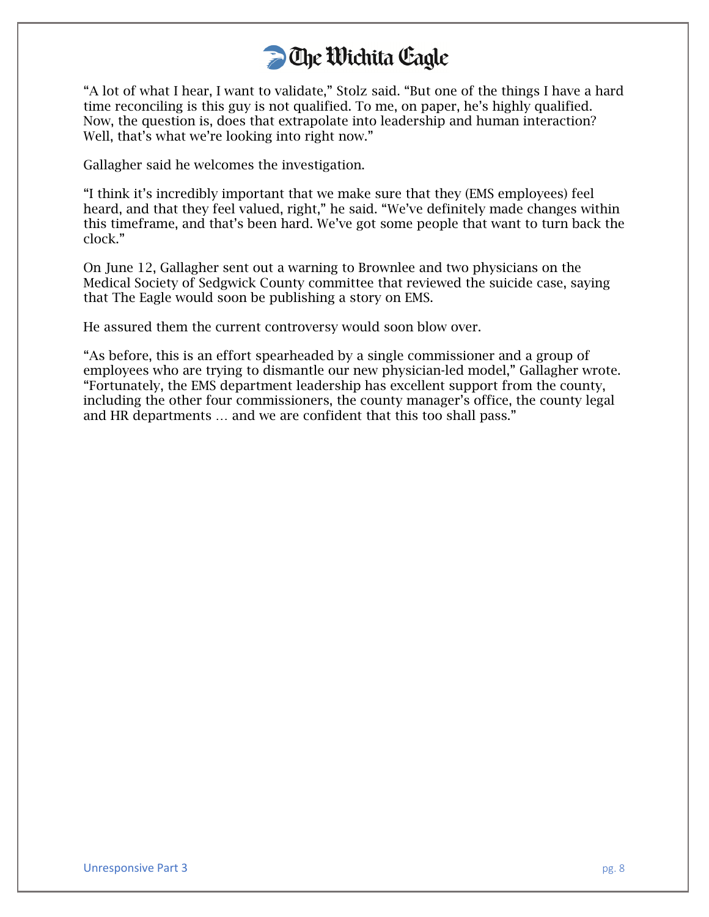"A lot of what I hear, I want to validate," Stolz said. "But one of the things I have a hard time reconciling is this guy is not qualified. To me, on paper, he's highly qualified. Now, the question is, does that extrapolate into leadership and human interaction? Well, that's what we're looking into right now."

Gallagher said he welcomes the investigation.

"I think it's incredibly important that we make sure that they (EMS employees) feel heard, and that they feel valued, right," he said. "We've definitely made changes within this timeframe, and that's been hard. We've got some people that want to turn back the clock."

On June 12, Gallagher sent out a warning to Brownlee and two physicians on the Medical Society of Sedgwick County committee that reviewed the suicide case, saying that The Eagle would soon be publishing a story on EMS.

He assured them the current controversy would soon blow over.

"As before, this is an effort spearheaded by a single commissioner and a group of employees who are trying to dismantle our new physician-led model," Gallagher wrote. "Fortunately, the EMS department leadership has excellent support from the county, including the other four commissioners, the county manager's office, the county legal and HR departments … and we are confident that this too shall pass."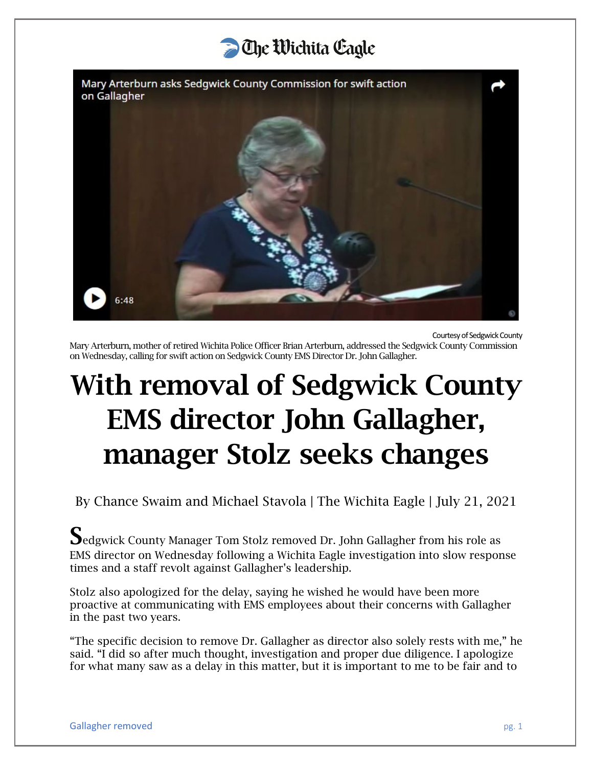The Wichita Eagle

Courtesy of Sedgwick County

Mary Arterburn, mother of retired Wichita Police Officer Brian Arterburn, addressed the Sedgwick County Commission on Wednesday, calling for swift action on Sedgwick County EMS Director Dr. John Gallagher.

# With removal of Sedgwick County EMS director John Gallagher, manager Stolz seeks changes

By Chance Swaim and Michael Stavola | The Wichita Eagle | July 21, 2021

Sedgwick County Manager Tom Stolz removed Dr. John Gallagher from his role as EMS director on Wednesday following a Wichita Eagle investigation into slow response times and a staff revolt against Gallagher's leadership.

Stolz also apologized for the delay, saying he wished he would have been more proactive at communicating with EMS employees about their concerns with Gallagher in the past two years.

"The specific decision to remove Dr. Gallagher as director also solely rests with me," he said. "I did so after much thought, investigation and proper due diligence. I apologize for what many saw as a delay in this matter, but it is important to me to be fair and to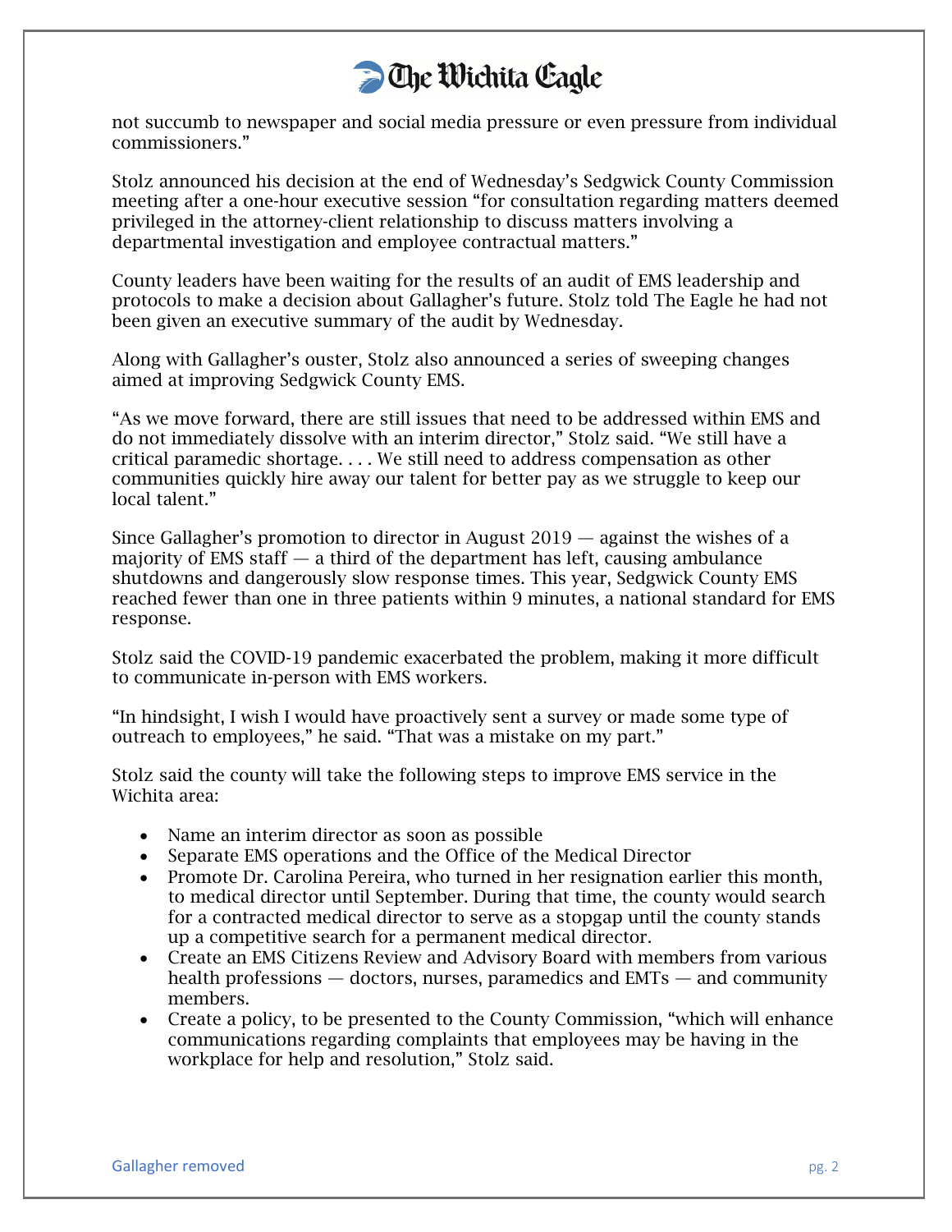not succumb to newspaper and social media pressure or even pressure from individual commissioners."

Stolz announced his decision at the end of Wednesday's Sedgwick County Commission meeting after a one-hour executive session "for consultation regarding matters deemed privileged in the attorney-client relationship to discuss matters involving a departmental investigation and employee contractual matters."

County leaders have been waiting for the results of an audit of EMS leadership and protocols to make a decision about Gallagher's future. Stolz told The Eagle he had not been given an executive summary of the audit by Wednesday.

Along with Gallagher's ouster, Stolz also announced a series of sweeping changes aimed at improving Sedgwick County EMS.

"As we move forward, there are still issues that need to be addressed within EMS and do not immediately dissolve with an interim director," Stolz said. "We still have a critical paramedic shortage. . . . We still need to address compensation as other communities quickly hire away our talent for better pay as we struggle to keep our local talent."

Since Gallagher's promotion to director in August 2019 — against the wishes of a majority of EMS staff — a third of the department has left, causing ambulance shutdowns and dangerously slow response times. This year, Sedgwick County EMS reached fewer than one in three patients within 9 minutes, a national standard for EMS response.

Stolz said the COVID-19 pandemic exacerbated the problem, making it more difficult to communicate in-person with EMS workers.

"In hindsight, I wish I would have proactively sent a survey or made some type of outreach to employees," he said. "That was a mistake on my part."

Stolz said the county will take the following steps to improve EMS service in the Wichita area:

- Name an interim director as soon as possible
- Separate EMS operations and the Office of the Medical Director
- Promote Dr. Carolina Pereira, who turned in her resignation earlier this month, to medical director until September. During that time, the county would search for a contracted medical director to serve as a stopgap until the county stands up a competitive search for a permanent medical director.
- Create an EMS Citizens Review and Advisory Board with members from various health professions — doctors, nurses, paramedics and EMTs — and community members.
- Create a policy, to be presented to the County Commission, "which will enhance communications regarding complaints that employees may be having in the workplace for help and resolution," Stolz said.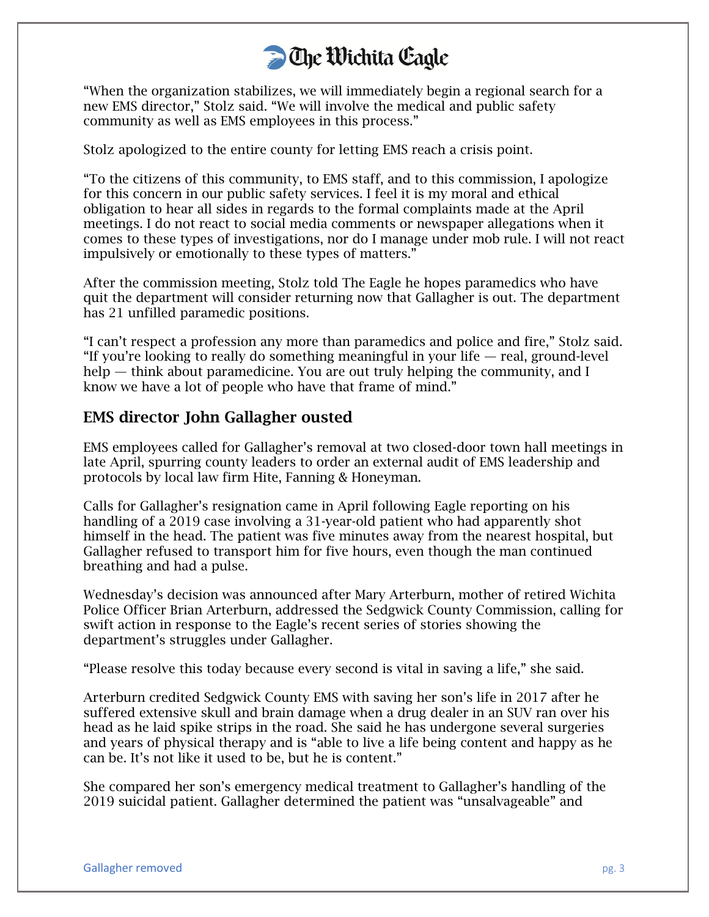"When the organization stabilizes, we will immediately begin a regional search for a new EMS director," Stolz said. "We will involve the medical and public safety community as well as EMS employees in this process."

Stolz apologized to the entire county for letting EMS reach a crisis point.

"To the citizens of this community, to EMS staff, and to this commission, I apologize for this concern in our public safety services. I feel it is my moral and ethical obligation to hear all sides in regards to the formal complaints made at the April meetings. I do not react to social media comments or newspaper allegations when it comes to these types of investigations, nor do I manage under mob rule. I will not react impulsively or emotionally to these types of matters."

After the commission meeting, Stolz told The Eagle he hopes paramedics who have quit the department will consider returning now that Gallagher is out. The department has 21 unfilled paramedic positions.

"I can't respect a profession any more than paramedics and police and fire," Stolz said. "If you're looking to really do something meaningful in your life — real, ground-level help — think about paramedicine. You are out truly helping the community, and I know we have a lot of people who have that frame of mind."

## EMS director John Gallagher ousted

EMS employees called for Gallagher's removal at two closed-door town hall meetings in late April, spurring county leaders to order an external audit of EMS leadership and protocols by local law firm Hite, Fanning & Honeyman.

Calls for Gallagher's resignation came in April following Eagle reporting on his handling of a 2019 case involving a 31-year-old patient who had apparently shot himself in the head. The patient was five minutes away from the nearest hospital, but Gallagher refused to transport him for five hours, even though the man continued breathing and had a pulse.

Wednesday's decision was announced after Mary Arterburn, mother of retired Wichita Police Officer Brian Arterburn, addressed the Sedgwick County Commission, calling for swift action in response to the Eagle's recent series of stories showing the department's struggles under Gallagher.

"Please resolve this today because every second is vital in saving a life," she said.

Arterburn credited Sedgwick County EMS with saving her son's life in 2017 after he suffered extensive skull and brain damage when a drug dealer in an SUV ran over his head as he laid spike strips in the road. She said he has undergone several surgeries and years of physical therapy and is "able to live a life being content and happy as he can be. It's not like it used to be, but he is content."

She compared her son's emergency medical treatment to Gallagher's handling of the 2019 suicidal patient. Gallagher determined the patient was "unsalvageable" and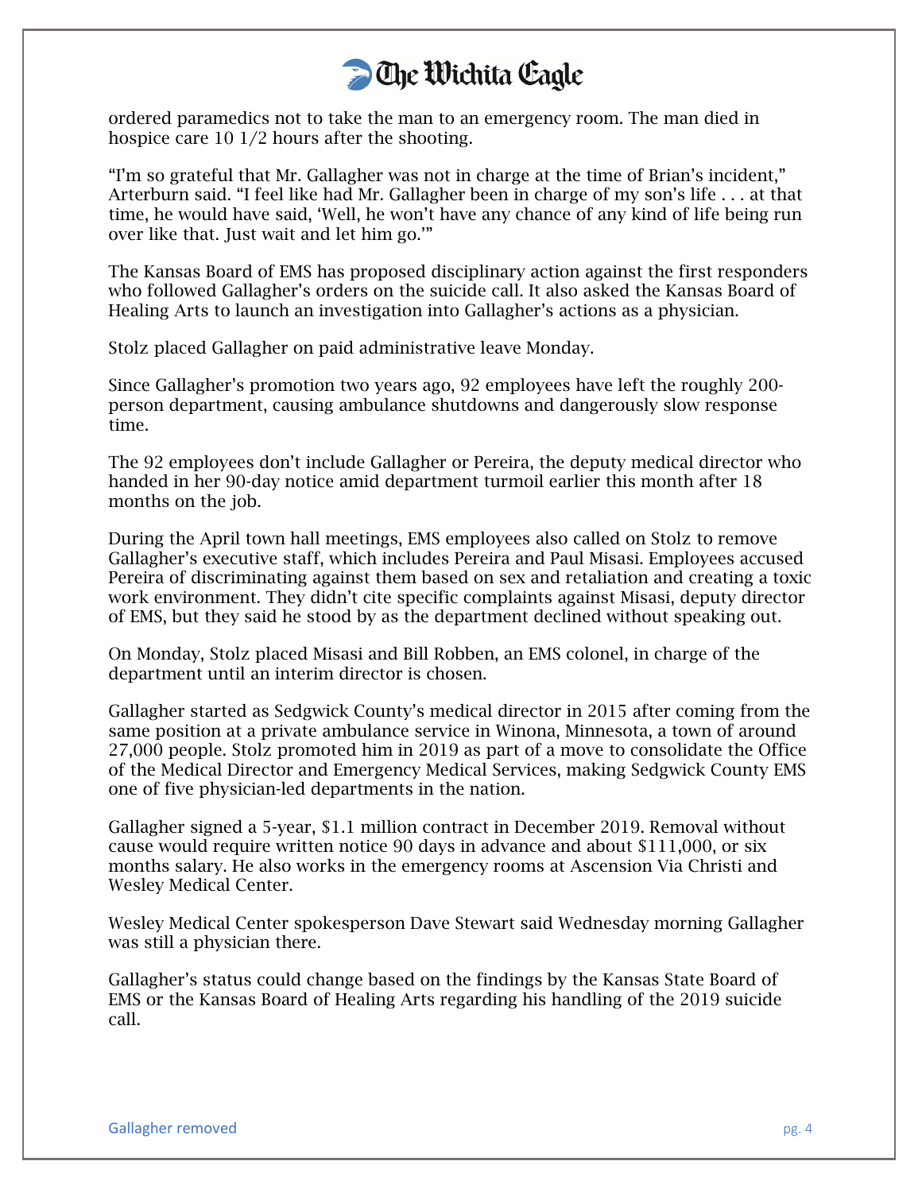ordered paramedics not to take the man to an emergency room. The man died in hospice care 10 1/2 hours after the shooting.

"I'm so grateful that Mr. Gallagher was not in charge at the time of Brian's incident," Arterburn said. "I feel like had Mr. Gallagher been in charge of my son's life . . . at that time, he would have said, 'Well, he won't have any chance of any kind of life being run over like that. Just wait and let him go.'"

The Kansas Board of EMS has proposed disciplinary action against the first responders who followed Gallagher's orders on the suicide call. It also asked the Kansas Board of Healing Arts to launch an investigation into Gallagher's actions as a physician.

Stolz placed Gallagher on paid administrative leave Monday.

Since Gallagher's promotion two years ago, 92 employees have left the roughly 200-person department, causing ambulance shutdowns and dangerously slow response time.

The 92 employees don't include Gallagher or Pereira, the deputy medical director who handed in her 90-day notice amid department turmoil earlier this month after 18 months on the job.

During the April town hall meetings, EMS employees also called on Stolz to remove Gallagher's executive staff, which includes Pereira and Paul Misasi. Employees accused Pereira of discriminating against them based on sex and retaliation and creating a toxic work environment. They didn't cite specific complaints against Misasi, deputy director of EMS, but they said he stood by as the department declined without speaking out.

On Monday, Stolz placed Misasi and Bill Robben, an EMS colonel, in charge of the department until an interim director is chosen.

Gallagher started as Sedgwick County's medical director in 2015 after coming from the same position at a private ambulance service in Winona, Minnesota, a town of around 27,000 people. Stolz promoted him in 2019 as part of a move to consolidate the Office of the Medical Director and Emergency Medical Services, making Sedgwick County EMS one of five physician-led departments in the nation.

Gallagher signed a 5-year, $1.1 million contract in December 2019. Removal without cause would require written notice 90 days in advance and about $111,000, or six months salary. He also works in the emergency rooms at Ascension Via Christi and Wesley Medical Center.

Wesley Medical Center spokesperson Dave Stewart said Wednesday morning Gallagher was still a physician there.

Gallagher's status could change based on the findings by the Kansas State Board of EMS or the Kansas Board of Healing Arts regarding his handling of the 2019 suicide call.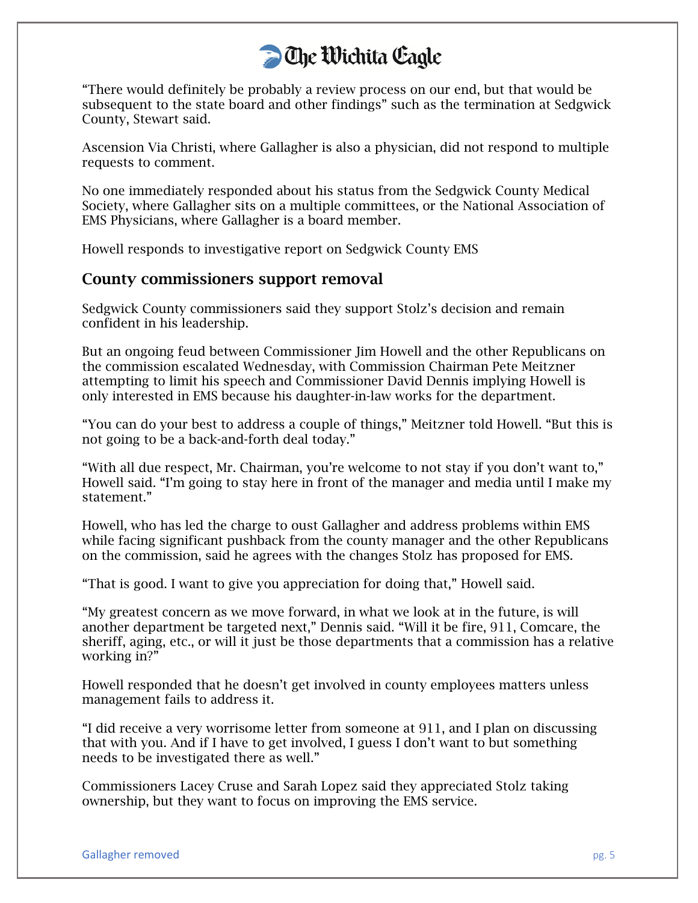“There would definitely be probably a review process on our end, but that would be subsequent to the state board and other findings” such as the termination at Sedgwick County, Stewart said.

Ascension Via Christi, where Gallagher is also a physician, did not respond to multiple requests to comment.

No one immediately responded about his status from the Sedgwick County Medical Society, where Gallagher sits on a multiple committees, or the National Association of EMS Physicians, where Gallagher is a board member.

Howell responds to investigative report on Sedgwick County EMS

## County commissioners support removal

Sedgwick County commissioners said they support Stolz’s decision and remain confident in his leadership.

But an ongoing feud between Commissioner Jim Howell and the other Republicans on the commission escalated Wednesday, with Commission Chairman Pete Meitzner attempting to limit his speech and Commissioner David Dennis implying Howell is only interested in EMS because his daughter-in-law works for the department.

“You can do your best to address a couple of things,” Meitzner told Howell. “But this is not going to be a back-and-forth deal today.”

“With all due respect, Mr. Chairman, you’re welcome to not stay if you don’t want to,” Howell said. “I’m going to stay here in front of the manager and media until I make my statement.”

Howell, who has led the charge to oust Gallagher and address problems within EMS while facing significant pushback from the county manager and the other Republicans on the commission, said he agrees with the changes Stolz has proposed for EMS.

“That is good. I want to give you appreciation for doing that,” Howell said.

“My greatest concern as we move forward, in what we look at in the future, is will another department be targeted next,” Dennis said. “Will it be fire, 911, Comcare, the sheriff, aging, etc., or will it just be those departments that a commission has a relative working in?”

Howell responded that he doesn’t get involved in county employees matters unless management fails to address it.

“I did receive a very worrisome letter from someone at 911, and I plan on discussing that with you. And if I have to get involved, I guess I don’t want to but something needs to be investigated there as well.”

Commissioners Lacey Cruse and Sarah Lopez said they appreciated Stolz taking ownership, but they want to focus on improving the EMS service.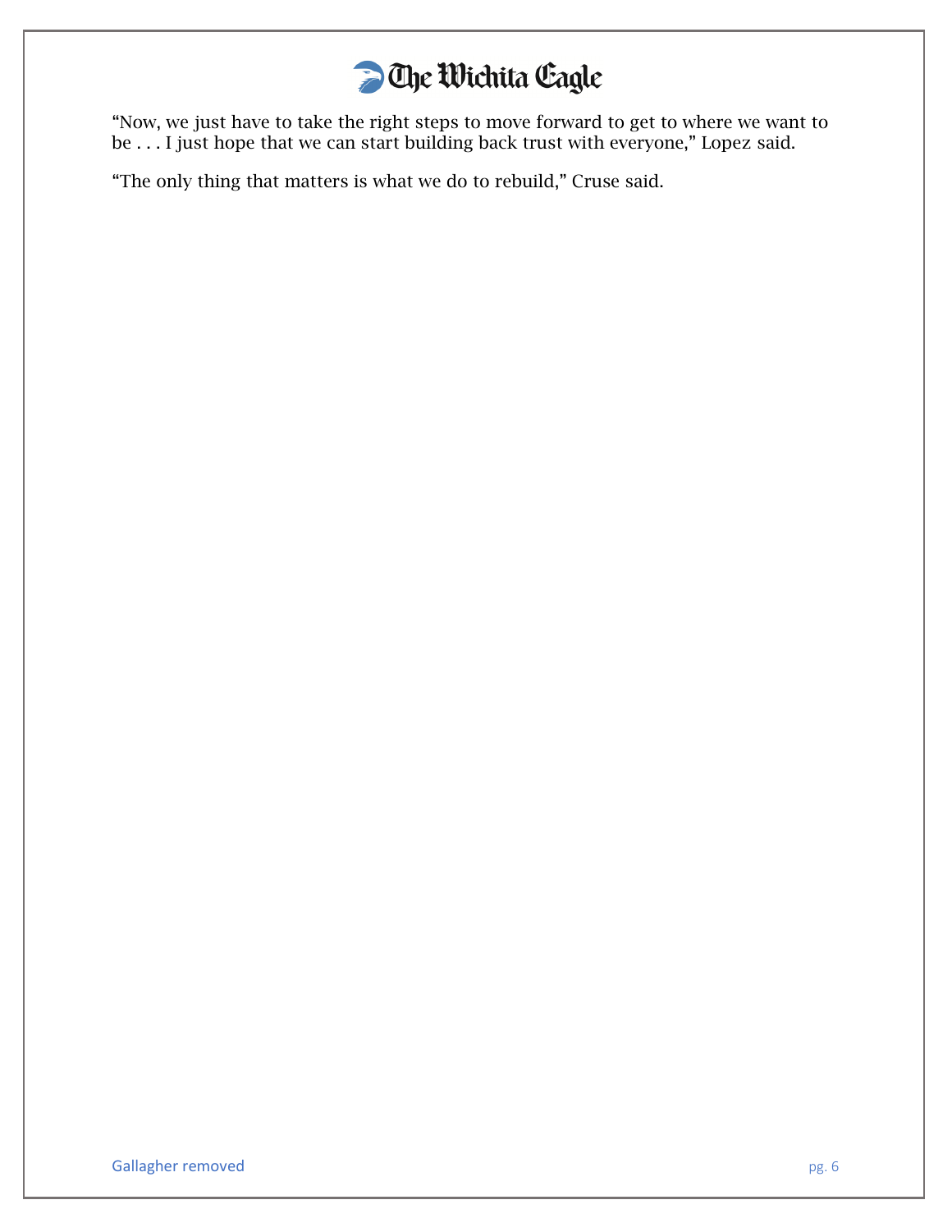"Now, we just have to take the right steps to move forward to get to where we want to be . . . I just hope that we can start building back trust with everyone," Lopez said.

"The only thing that matters is what we do to rebuild," Cruse said.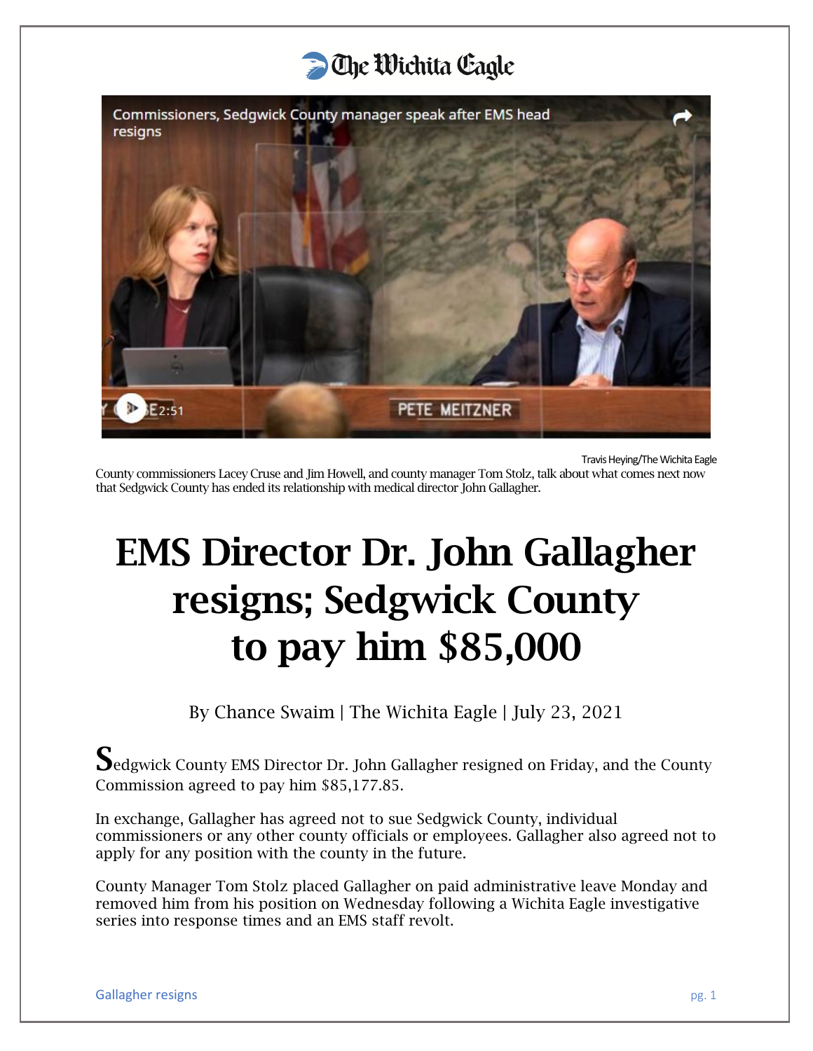The Wichita Eagle

Travis Heying/The Wichita Eagle
County commissioners Lacey Cruse and Jim Howell, and county manager Tom Stolz, talk about what comes next now that Sedgwick County has ended its relationship with medical director John Gallagher.

# EMS Director Dr. John Gallagher resigns; Sedgwick County to pay him $85,000

By Chance Swaim | The Wichita Eagle | July 23, 2021

Sedgwick County EMS Director Dr. John Gallagher resigned on Friday, and the County Commission agreed to pay him $85,177.85.

In exchange, Gallagher has agreed not to sue Sedgwick County, individual commissioners or any other county officials or employees. Gallagher also agreed not to apply for any position with the county in the future.

County Manager Tom Stolz placed Gallagher on paid administrative leave Monday and removed him from his position on Wednesday following a Wichita Eagle investigative series into response times and an EMS staff revolt.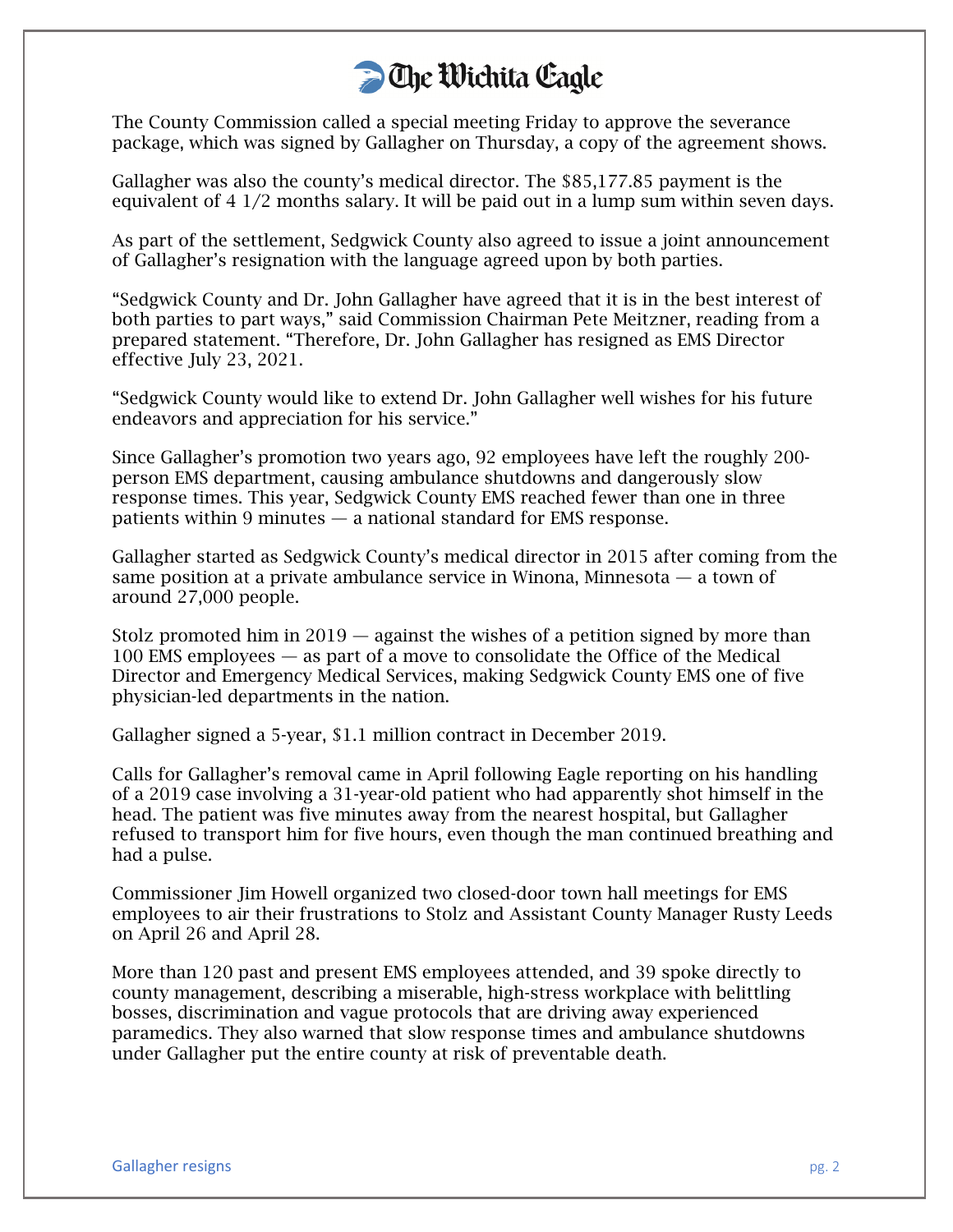The County Commission called a special meeting Friday to approve the severance package, which was signed by Gallagher on Thursday, a copy of the agreement shows.

Gallagher was also the county's medical director. The $85,177.85 payment is the equivalent of 4 1/2 months salary. It will be paid out in a lump sum within seven days.

As part of the settlement, Sedgwick County also agreed to issue a joint announcement of Gallagher's resignation with the language agreed upon by both parties.

"Sedgwick County and Dr. John Gallagher have agreed that it is in the best interest of both parties to part ways," said Commission Chairman Pete Meitzner, reading from a prepared statement. "Therefore, Dr. John Gallagher has resigned as EMS Director effective July 23, 2021.

"Sedgwick County would like to extend Dr. John Gallagher well wishes for his future endeavors and appreciation for his service."

Since Gallagher's promotion two years ago, 92 employees have left the roughly 200-person EMS department, causing ambulance shutdowns and dangerously slow response times. This year, Sedgwick County EMS reached fewer than one in three patients within 9 minutes — a national standard for EMS response.

Gallagher started as Sedgwick County's medical director in 2015 after coming from the same position at a private ambulance service in Winona, Minnesota — a town of around 27,000 people.

Stolz promoted him in 2019 — against the wishes of a petition signed by more than 100 EMS employees — as part of a move to consolidate the Office of the Medical Director and Emergency Medical Services, making Sedgwick County EMS one of five physician-led departments in the nation.

Gallagher signed a 5-year, $1.1 million contract in December 2019.

Calls for Gallagher's removal came in April following Eagle reporting on his handling of a 2019 case involving a 31-year-old patient who had apparently shot himself in the head. The patient was five minutes away from the nearest hospital, but Gallagher refused to transport him for five hours, even though the man continued breathing and had a pulse.

Commissioner Jim Howell organized two closed-door town hall meetings for EMS employees to air their frustrations to Stolz and Assistant County Manager Rusty Leeds on April 26 and April 28.

More than 120 past and present EMS employees attended, and 39 spoke directly to county management, describing a miserable, high-stress workplace with belittling bosses, discrimination and vague protocols that are driving away experienced paramedics. They also warned that slow response times and ambulance shutdowns under Gallagher put the entire county at risk of preventable death.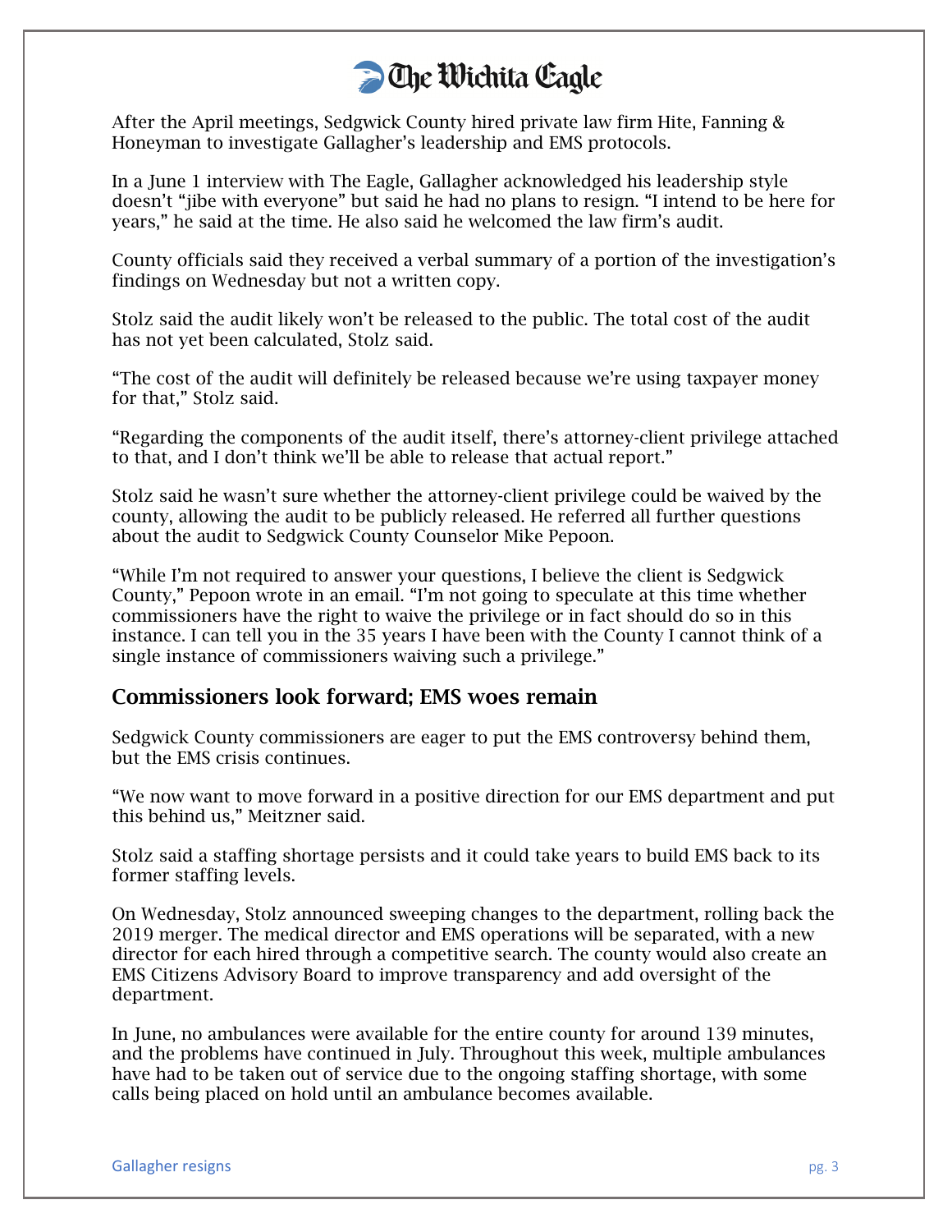After the April meetings, Sedgwick County hired private law firm Hite, Fanning & Honeyman to investigate Gallagher's leadership and EMS protocols.

In a June 1 interview with The Eagle, Gallagher acknowledged his leadership style doesn't "jibe with everyone" but said he had no plans to resign. "I intend to be here for years," he said at the time. He also said he welcomed the law firm's audit.

County officials said they received a verbal summary of a portion of the investigation's findings on Wednesday but not a written copy.

Stolz said the audit likely won't be released to the public. The total cost of the audit has not yet been calculated, Stolz said.

"The cost of the audit will definitely be released because we're using taxpayer money for that," Stolz said.

"Regarding the components of the audit itself, there's attorney-client privilege attached to that, and I don't think we'll be able to release that actual report."

Stolz said he wasn't sure whether the attorney-client privilege could be waived by the county, allowing the audit to be publicly released. He referred all further questions about the audit to Sedgwick County Counselor Mike Pepoon.

"While I'm not required to answer your questions, I believe the client is Sedgwick County," Pepoon wrote in an email. "I'm not going to speculate at this time whether commissioners have the right to waive the privilege or in fact should do so in this instance. I can tell you in the 35 years I have been with the County I cannot think of a single instance of commissioners waiving such a privilege."

## Commissioners look forward; EMS woes remain

Sedgwick County commissioners are eager to put the EMS controversy behind them, but the EMS crisis continues.

"We now want to move forward in a positive direction for our EMS department and put this behind us," Meitzner said.

Stolz said a staffing shortage persists and it could take years to build EMS back to its former staffing levels.

On Wednesday, Stolz announced sweeping changes to the department, rolling back the 2019 merger. The medical director and EMS operations will be separated, with a new director for each hired through a competitive search. The county would also create an EMS Citizens Advisory Board to improve transparency and add oversight of the department.

In June, no ambulances were available for the entire county for around 139 minutes, and the problems have continued in July. Throughout this week, multiple ambulances have had to be taken out of service due to the ongoing staffing shortage, with some calls being placed on hold until an ambulance becomes available.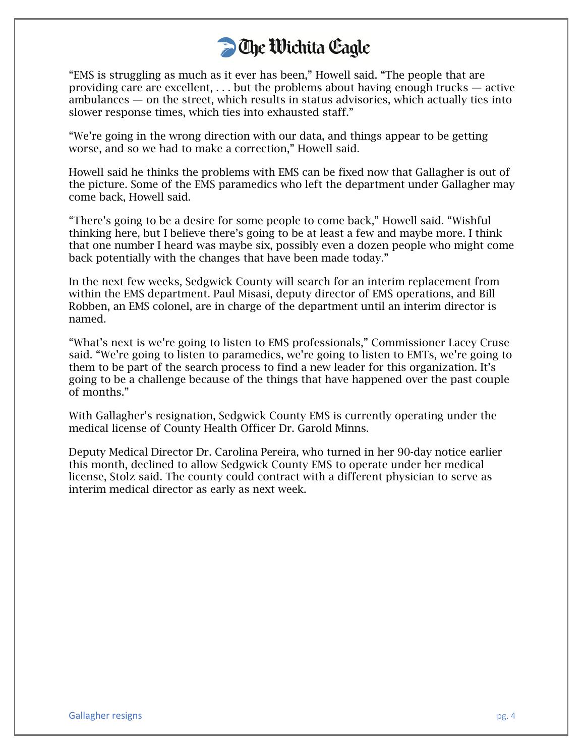"EMS is struggling as much as it ever has been," Howell said. "The people that are providing care are excellent, . . . but the problems about having enough trucks — active ambulances — on the street, which results in status advisories, which actually ties into slower response times, which ties into exhausted staff."

"We're going in the wrong direction with our data, and things appear to be getting worse, and so we had to make a correction," Howell said.

Howell said he thinks the problems with EMS can be fixed now that Gallagher is out of the picture. Some of the EMS paramedics who left the department under Gallagher may come back, Howell said.

"There's going to be a desire for some people to come back," Howell said. "Wishful thinking here, but I believe there's going to be at least a few and maybe more. I think that one number I heard was maybe six, possibly even a dozen people who might come back potentially with the changes that have been made today."

In the next few weeks, Sedgwick County will search for an interim replacement from within the EMS department. Paul Misasi, deputy director of EMS operations, and Bill Robben, an EMS colonel, are in charge of the department until an interim director is named.

"What's next is we're going to listen to EMS professionals," Commissioner Lacey Cruse said. "We're going to listen to paramedics, we're going to listen to EMTs, we're going to them to be part of the search process to find a new leader for this organization. It's going to be a challenge because of the things that have happened over the past couple of months."

With Gallagher's resignation, Sedgwick County EMS is currently operating under the medical license of County Health Officer Dr. Garold Minns.

Deputy Medical Director Dr. Carolina Pereira, who turned in her 90-day notice earlier this month, declined to allow Sedgwick County EMS to operate under her medical license, Stolz said. The county could contract with a different physician to serve as interim medical director as early as next week.